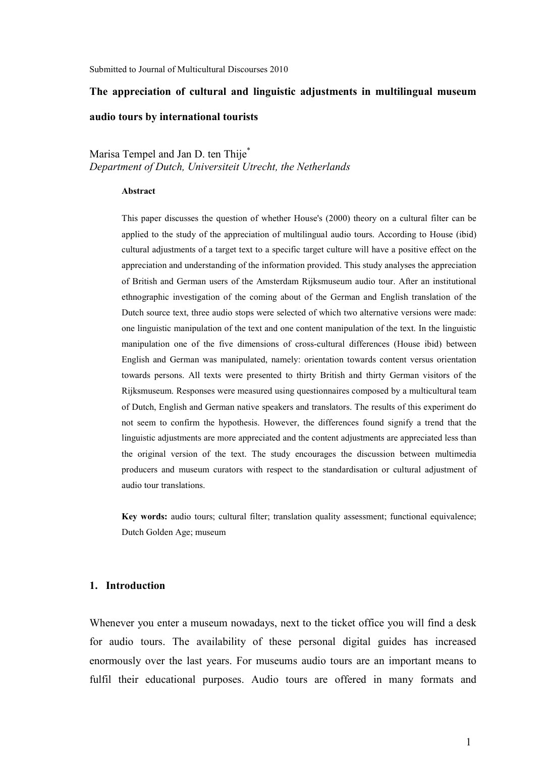Submitted to Journal of Multicultural Discourses 2010

# The appreciation of cultural and linguistic adjustments in multilingual museum audio tours by international tourists

Marisa Tempel and Jan D. ten Thije*

*Department of Dutch, Universiteit Utrecht, the Netherlands*

**Abstract**

This paper discusses the question of whether House's (2000) theory on a cultural filter can be applied to the study of the appreciation of multilingual audio tours. According to House (ibid) cultural adjustments of a target text to a specific target culture will have a positive effect on the appreciation and understanding of the information provided. This study analyses the appreciation of British and German users of the Amsterdam Rijksmuseum audio tour. After an institutional ethnographic investigation of the coming about of the German and English translation of the Dutch source text, three audio stops were selected of which two alternative versions were made: one linguistic manipulation of the text and one content manipulation of the text. In the linguistic manipulation one of the five dimensions of cross-cultural differences (House ibid) between English and German was manipulated, namely: orientation towards content versus orientation towards persons. All texts were presented to thirty British and thirty German visitors of the Rijksmuseum. Responses were measured using questionnaires composed by a multicultural team of Dutch, English and German native speakers and translators. The results of this experiment do not seem to confirm the hypothesis. However, the differences found signify a trend that the linguistic adjustments are more appreciated and the content adjustments are appreciated less than the original version of the text. The study encourages the discussion between multimedia producers and museum curators with respect to the standardisation or cultural adjustment of audio tour translations.

**Key words:** audio tours; cultural filter; translation quality assessment; functional equivalence; Dutch Golden Age; museum

## 1. Introduction

Whenever you enter a museum nowadays, next to the ticket office you will find a desk for audio tours. The availability of these personal digital guides has increased enormously over the last years. For museums audio tours are an important means to fulfil their educational purposes. Audio tours are offered in many formats and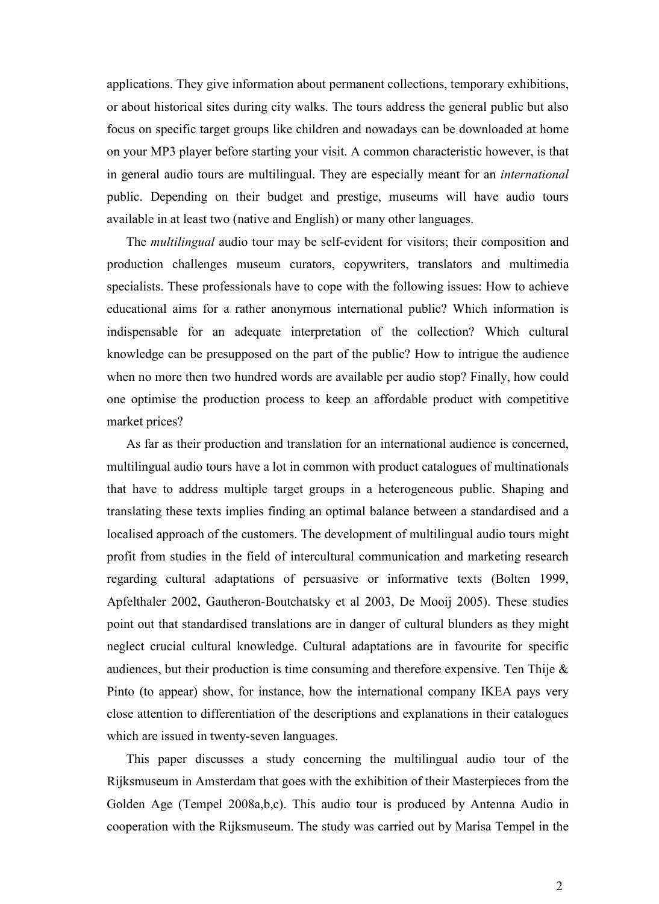applications. They give information about permanent collections, temporary exhibitions, or about historical sites during city walks. The tours address the general public but also focus on specific target groups like children and nowadays can be downloaded at home on your MP3 player before starting your visit. A common characteristic however, is that in general audio tours are multilingual. They are especially meant for an *international* public. Depending on their budget and prestige, museums will have audio tours available in at least two (native and English) or many other languages.

The *multilingual* audio tour may be self-evident for visitors; their composition and production challenges museum curators, copywriters, translators and multimedia specialists. These professionals have to cope with the following issues: How to achieve educational aims for a rather anonymous international public? Which information is indispensable for an adequate interpretation of the collection? Which cultural knowledge can be presupposed on the part of the public? How to intrigue the audience when no more then two hundred words are available per audio stop? Finally, how could one optimise the production process to keep an affordable product with competitive market prices?

As far as their production and translation for an international audience is concerned, multilingual audio tours have a lot in common with product catalogues of multinationals that have to address multiple target groups in a heterogeneous public. Shaping and translating these texts implies finding an optimal balance between a standardised and a localised approach of the customers. The development of multilingual audio tours might profit from studies in the field of intercultural communication and marketing research regarding cultural adaptations of persuasive or informative texts (Bolten 1999, Apfelthaler 2002, Gautheron-Boutchatsky et al 2003, De Mooij 2005). These studies point out that standardised translations are in danger of cultural blunders as they might neglect crucial cultural knowledge. Cultural adaptations are in favourite for specific audiences, but their production is time consuming and therefore expensive. Ten Thije & Pinto (to appear) show, for instance, how the international company IKEA pays very close attention to differentiation of the descriptions and explanations in their catalogues which are issued in twenty-seven languages.

This paper discusses a study concerning the multilingual audio tour of the Rijksmuseum in Amsterdam that goes with the exhibition of their Masterpieces from the Golden Age (Tempel 2008a,b,c). This audio tour is produced by Antenna Audio in cooperation with the Rijksmuseum. The study was carried out by Marisa Tempel in the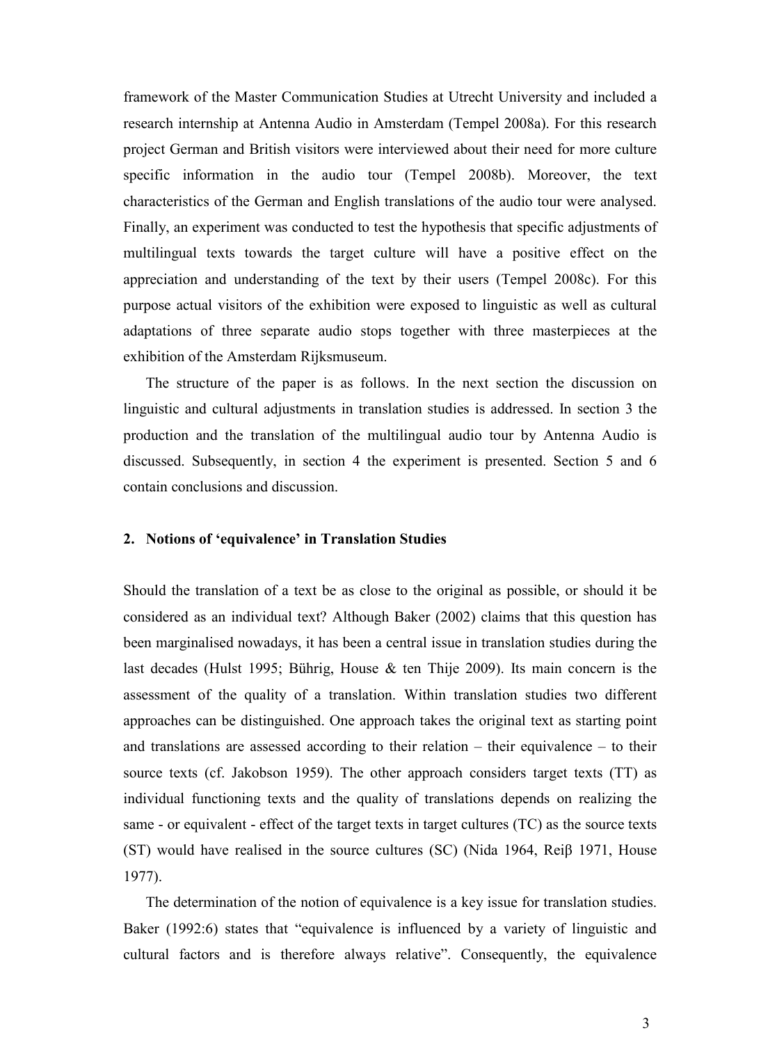framework of the Master Communication Studies at Utrecht University and included a research internship at Antenna Audio in Amsterdam (Tempel 2008a). For this research project German and British visitors were interviewed about their need for more culture specific information in the audio tour (Tempel 2008b). Moreover, the text characteristics of the German and English translations of the audio tour were analysed. Finally, an experiment was conducted to test the hypothesis that specific adjustments of multilingual texts towards the target culture will have a positive effect on the appreciation and understanding of the text by their users (Tempel 2008c). For this purpose actual visitors of the exhibition were exposed to linguistic as well as cultural adaptations of three separate audio stops together with three masterpieces at the exhibition of the Amsterdam Rijksmuseum.

The structure of the paper is as follows. In the next section the discussion on linguistic and cultural adjustments in translation studies is addressed. In section 3 the production and the translation of the multilingual audio tour by Antenna Audio is discussed. Subsequently, in section 4 the experiment is presented. Section 5 and 6 contain conclusions and discussion.

## 2. Notions of 'equivalence' in Translation Studies

Should the translation of a text be as close to the original as possible, or should it be considered as an individual text? Although Baker (2002) claims that this question has been marginalised nowadays, it has been a central issue in translation studies during the last decades (Hulst 1995; Bührig, House & ten Thije 2009). Its main concern is the assessment of the quality of a translation. Within translation studies two different approaches can be distinguished. One approach takes the original text as starting point and translations are assessed according to their relation – their equivalence – to their source texts (cf. Jakobson 1959). The other approach considers target texts (TT) as individual functioning texts and the quality of translations depends on realizing the same - or equivalent - effect of the target texts in target cultures (TC) as the source texts (ST) would have realised in the source cultures (SC) (Nida 1964, Reiβ 1971, House 1977).

The determination of the notion of equivalence is a key issue for translation studies. Baker (1992:6) states that "equivalence is influenced by a variety of linguistic and cultural factors and is therefore always relative". Consequently, the equivalence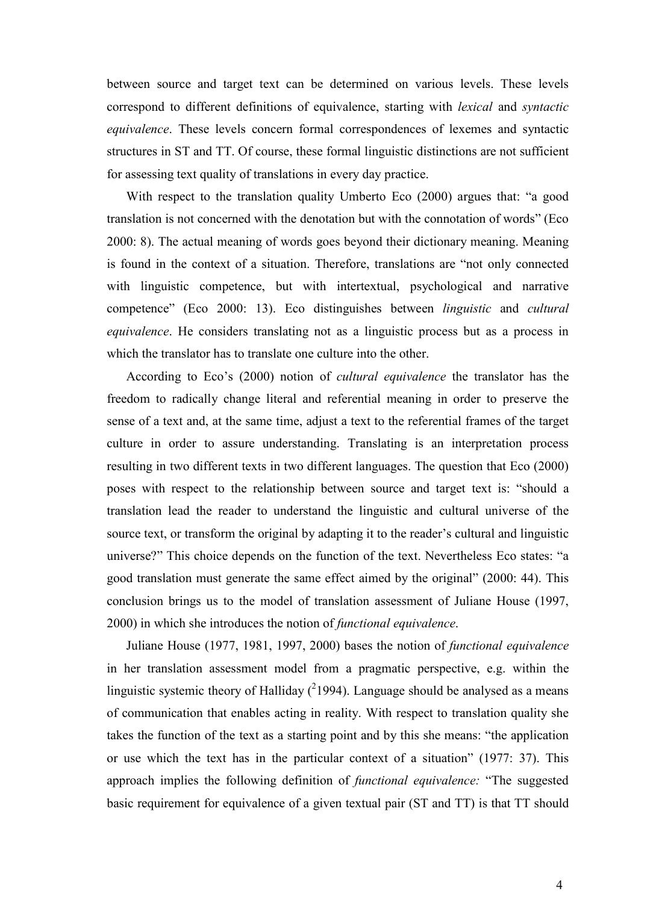between source and target text can be determined on various levels. These levels correspond to different definitions of equivalence, starting with *lexical* and *syntactic equivalence*. These levels concern formal correspondences of lexemes and syntactic structures in ST and TT. Of course, these formal linguistic distinctions are not sufficient for assessing text quality of translations in every day practice.

With respect to the translation quality Umberto Eco (2000) argues that: "a good translation is not concerned with the denotation but with the connotation of words" (Eco 2000: 8). The actual meaning of words goes beyond their dictionary meaning. Meaning is found in the context of a situation. Therefore, translations are "not only connected with linguistic competence, but with intertextual, psychological and narrative competence" (Eco 2000: 13). Eco distinguishes between *linguistic* and *cultural equivalence*. He considers translating not as a linguistic process but as a process in which the translator has to translate one culture into the other.

According to Eco's (2000) notion of *cultural equivalence* the translator has the freedom to radically change literal and referential meaning in order to preserve the sense of a text and, at the same time, adjust a text to the referential frames of the target culture in order to assure understanding. Translating is an interpretation process resulting in two different texts in two different languages. The question that Eco (2000) poses with respect to the relationship between source and target text is: "should a translation lead the reader to understand the linguistic and cultural universe of the source text, or transform the original by adapting it to the reader's cultural and linguistic universe?" This choice depends on the function of the text. Nevertheless Eco states: "a good translation must generate the same effect aimed by the original" (2000: 44). This conclusion brings us to the model of translation assessment of Juliane House (1997, 2000) in which she introduces the notion of *functional equivalence*.

Juliane House (1977, 1981, 1997, 2000) bases the notion of *functional equivalence* in her translation assessment model from a pragmatic perspective, e.g. within the linguistic systemic theory of Halliday ([2]1994). Language should be analysed as a means of communication that enables acting in reality. With respect to translation quality she takes the function of the text as a starting point and by this she means: "the application or use which the text has in the particular context of a situation" (1977: 37). This approach implies the following definition of *functional equivalence:* "The suggested basic requirement for equivalence of a given textual pair (ST and TT) is that TT should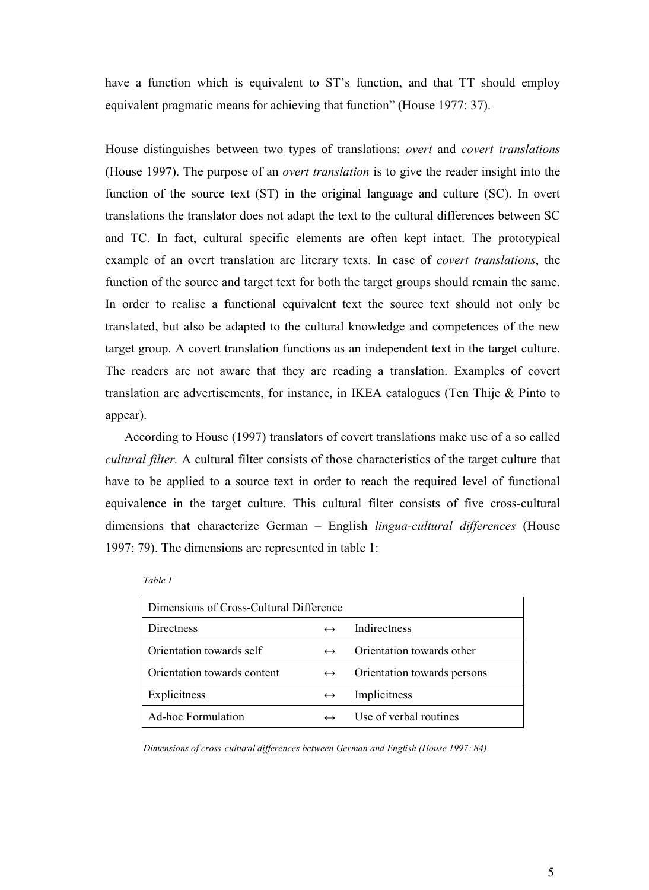have a function which is equivalent to ST's function, and that TT should employ equivalent pragmatic means for achieving that function" (House 1977: 37).

House distinguishes between two types of translations: *overt* and *covert translations* (House 1997). The purpose of an *overt translation* is to give the reader insight into the function of the source text (ST) in the original language and culture (SC). In overt translations the translator does not adapt the text to the cultural differences between SC and TC. In fact, cultural specific elements are often kept intact. The prototypical example of an overt translation are literary texts. In case of *covert translations*, the function of the source and target text for both the target groups should remain the same. In order to realise a functional equivalent text the source text should not only be translated, but also be adapted to the cultural knowledge and competences of the new target group. A covert translation functions as an independent text in the target culture. The readers are not aware that they are reading a translation. Examples of covert translation are advertisements, for instance, in IKEA catalogues (Ten Thije & Pinto to appear).

According to House (1997) translators of covert translations make use of a so called *cultural filter.* A cultural filter consists of those characteristics of the target culture that have to be applied to a source text in order to reach the required level of functional equivalence in the target culture. This cultural filter consists of five cross-cultural dimensions that characterize German – English *lingua-cultural differences* (House 1997: 79). The dimensions are represented in table 1:

*Table 1*

| Dimensions of Cross-Cultural Difference | | |
|---|---|---|
| Directness | ↔ | Indirectness |
| Orientation towards self | ↔ | Orientation towards other |
| Orientation towards content | ↔ | Orientation towards persons |
| Explicitness | ↔ | Implicitness |
| Ad-hoc Formulation | ↔ | Use of verbal routines |

*Dimensions of cross-cultural differences between German and English (House 1997: 84)*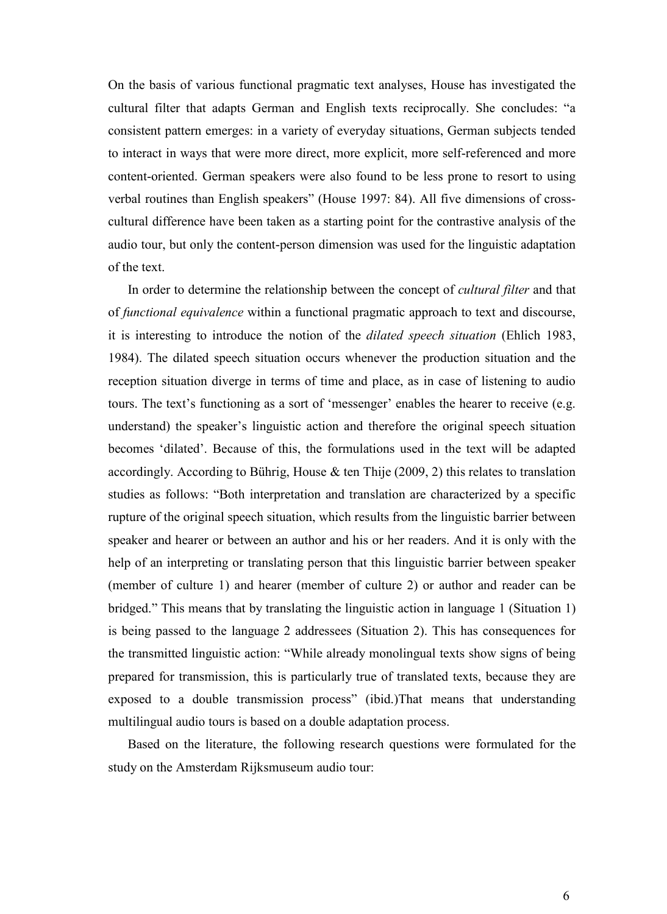On the basis of various functional pragmatic text analyses, House has investigated the cultural filter that adapts German and English texts reciprocally. She concludes: "a consistent pattern emerges: in a variety of everyday situations, German subjects tended to interact in ways that were more direct, more explicit, more self-referenced and more content-oriented. German speakers were also found to be less prone to resort to using verbal routines than English speakers" (House 1997: 84). All five dimensions of cross-cultural difference have been taken as a starting point for the contrastive analysis of the audio tour, but only the content-person dimension was used for the linguistic adaptation of the text.

In order to determine the relationship between the concept of *cultural filter* and that of *functional equivalence* within a functional pragmatic approach to text and discourse, it is interesting to introduce the notion of the *dilated speech situation* (Ehlich 1983, 1984). The dilated speech situation occurs whenever the production situation and the reception situation diverge in terms of time and place, as in case of listening to audio tours. The text's functioning as a sort of 'messenger' enables the hearer to receive (e.g. understand) the speaker's linguistic action and therefore the original speech situation becomes 'dilated'. Because of this, the formulations used in the text will be adapted accordingly. According to Bührig, House & ten Thije (2009, 2) this relates to translation studies as follows: "Both interpretation and translation are characterized by a specific rupture of the original speech situation, which results from the linguistic barrier between speaker and hearer or between an author and his or her readers. And it is only with the help of an interpreting or translating person that this linguistic barrier between speaker (member of culture 1) and hearer (member of culture 2) or author and reader can be bridged." This means that by translating the linguistic action in language 1 (Situation 1) is being passed to the language 2 addressees (Situation 2). This has consequences for the transmitted linguistic action: "While already monolingual texts show signs of being prepared for transmission, this is particularly true of translated texts, because they are exposed to a double transmission process" (ibid.)That means that understanding multilingual audio tours is based on a double adaptation process.

Based on the literature, the following research questions were formulated for the study on the Amsterdam Rijksmuseum audio tour: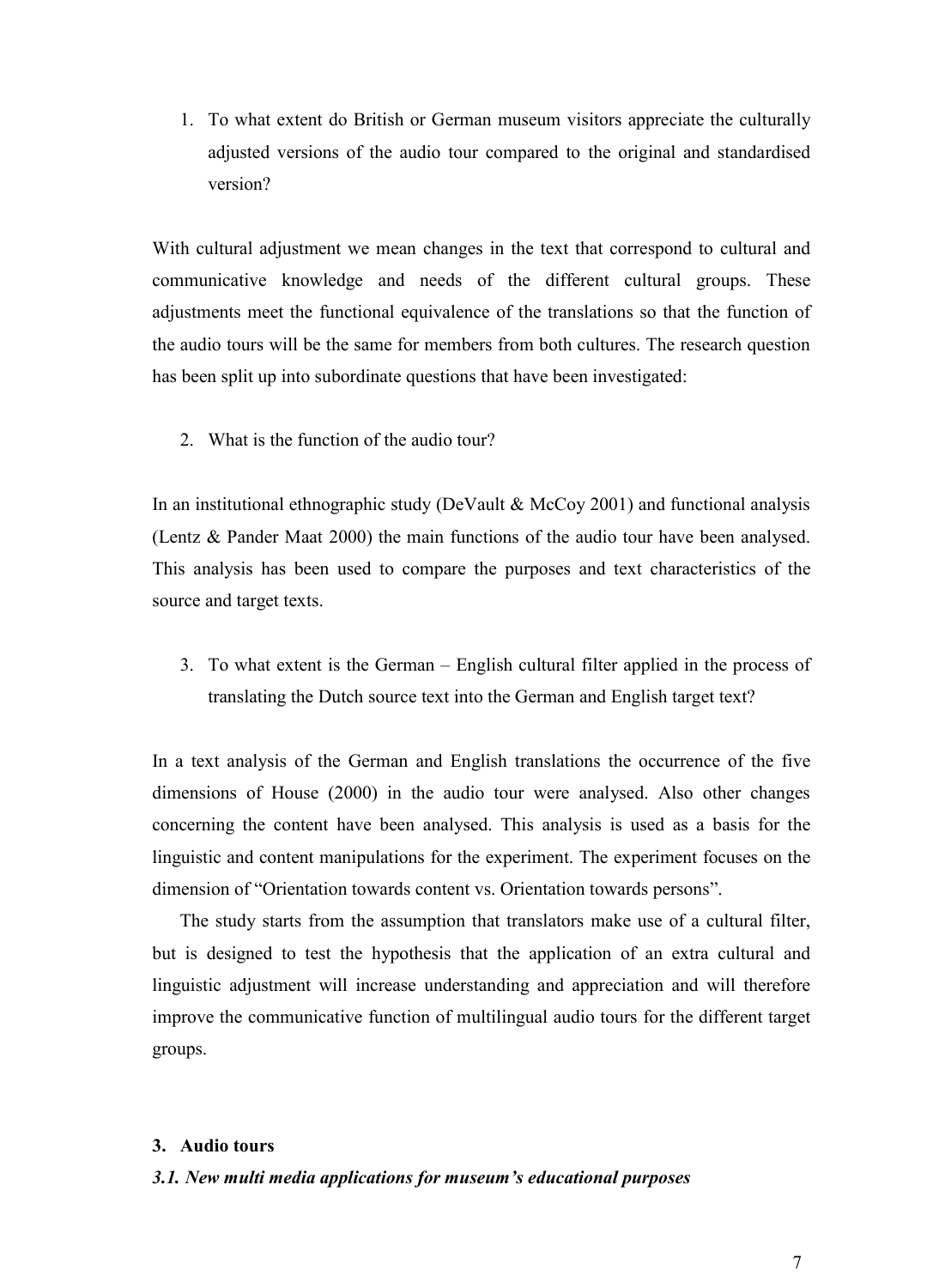1. To what extent do British or German museum visitors appreciate the culturally adjusted versions of the audio tour compared to the original and standardised version?

With cultural adjustment we mean changes in the text that correspond to cultural and communicative knowledge and needs of the different cultural groups. These adjustments meet the functional equivalence of the translations so that the function of the audio tours will be the same for members from both cultures. The research question has been split up into subordinate questions that have been investigated:

2. What is the function of the audio tour?

In an institutional ethnographic study (DeVault & McCoy 2001) and functional analysis (Lentz & Pander Maat 2000) the main functions of the audio tour have been analysed. This analysis has been used to compare the purposes and text characteristics of the source and target texts.

3. To what extent is the German – English cultural filter applied in the process of translating the Dutch source text into the German and English target text?

In a text analysis of the German and English translations the occurrence of the five dimensions of House (2000) in the audio tour were analysed. Also other changes concerning the content have been analysed. This analysis is used as a basis for the linguistic and content manipulations for the experiment. The experiment focuses on the dimension of "Orientation towards content vs. Orientation towards persons".

The study starts from the assumption that translators make use of a cultural filter, but is designed to test the hypothesis that the application of an extra cultural and linguistic adjustment will increase understanding and appreciation and will therefore improve the communicative function of multilingual audio tours for the different target groups.

## 3. Audio tours

### *3.1. New multi media applications for museum's educational purposes*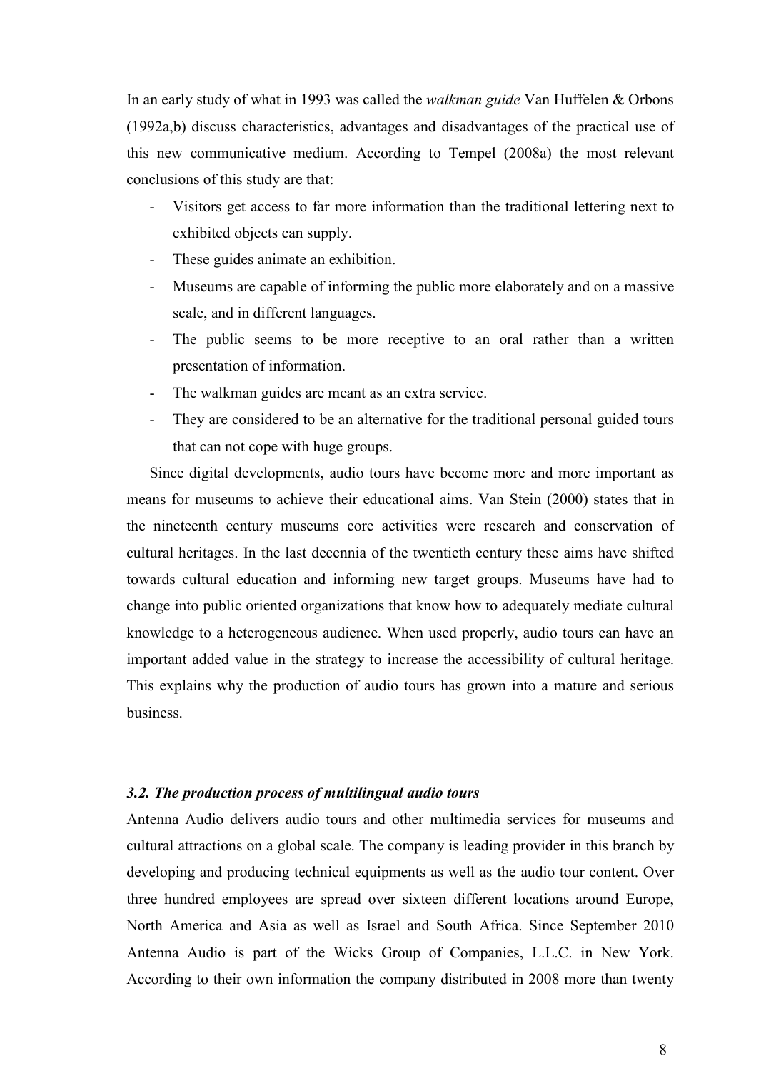In an early study of what in 1993 was called the *walkman guide* Van Huffelen & Orbons (1992a,b) discuss characteristics, advantages and disadvantages of the practical use of this new communicative medium. According to Tempel (2008a) the most relevant conclusions of this study are that:

- Visitors get access to far more information than the traditional lettering next to exhibited objects can supply.
- These guides animate an exhibition.
- Museums are capable of informing the public more elaborately and on a massive scale, and in different languages.
- The public seems to be more receptive to an oral rather than a written presentation of information.
- The walkman guides are meant as an extra service.
- They are considered to be an alternative for the traditional personal guided tours that can not cope with huge groups.

Since digital developments, audio tours have become more and more important as means for museums to achieve their educational aims. Van Stein (2000) states that in the nineteenth century museums core activities were research and conservation of cultural heritages. In the last decennia of the twentieth century these aims have shifted towards cultural education and informing new target groups. Museums have had to change into public oriented organizations that know how to adequately mediate cultural knowledge to a heterogeneous audience. When used properly, audio tours can have an important added value in the strategy to increase the accessibility of cultural heritage. This explains why the production of audio tours has grown into a mature and serious business.

### *3.2. The production process of multilingual audio tours*

Antenna Audio delivers audio tours and other multimedia services for museums and cultural attractions on a global scale. The company is leading provider in this branch by developing and producing technical equipments as well as the audio tour content. Over three hundred employees are spread over sixteen different locations around Europe, North America and Asia as well as Israel and South Africa. Since September 2010 Antenna Audio is part of the Wicks Group of Companies, L.L.C. in New York. According to their own information the company distributed in 2008 more than twenty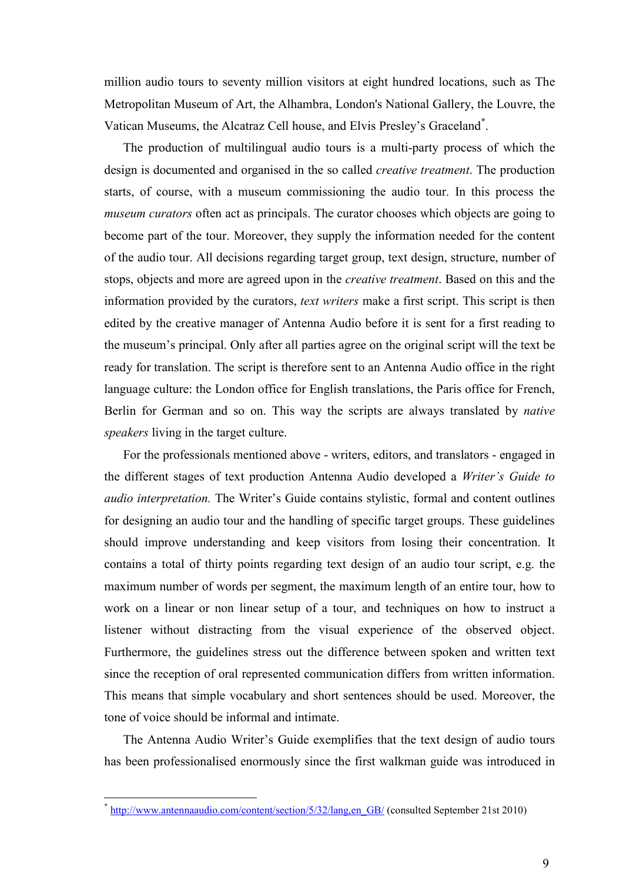million audio tours to seventy million visitors at eight hundred locations, such as The Metropolitan Museum of Art, the Alhambra, London's National Gallery, the Louvre, the Vatican Museums, the Alcatraz Cell house, and Elvis Presley's Graceland[*].

The production of multilingual audio tours is a multi-party process of which the design is documented and organised in the so called *creative treatment*. The production starts, of course, with a museum commissioning the audio tour. In this process the *museum curators* often act as principals. The curator chooses which objects are going to become part of the tour. Moreover, they supply the information needed for the content of the audio tour. All decisions regarding target group, text design, structure, number of stops, objects and more are agreed upon in the *creative treatment*. Based on this and the information provided by the curators, *text writers* make a first script. This script is then edited by the creative manager of Antenna Audio before it is sent for a first reading to the museum's principal. Only after all parties agree on the original script will the text be ready for translation. The script is therefore sent to an Antenna Audio office in the right language culture: the London office for English translations, the Paris office for French, Berlin for German and so on. This way the scripts are always translated by *native speakers* living in the target culture.

For the professionals mentioned above - writers, editors, and translators - engaged in the different stages of text production Antenna Audio developed a *Writer's Guide to audio interpretation.* The Writer's Guide contains stylistic, formal and content outlines for designing an audio tour and the handling of specific target groups. These guidelines should improve understanding and keep visitors from losing their concentration. It contains a total of thirty points regarding text design of an audio tour script, e.g. the maximum number of words per segment, the maximum length of an entire tour, how to work on a linear or non linear setup of a tour, and techniques on how to instruct a listener without distracting from the visual experience of the observed object. Furthermore, the guidelines stress out the difference between spoken and written text since the reception of oral represented communication differs from written information. This means that simple vocabulary and short sentences should be used. Moreover, the tone of voice should be informal and intimate.

The Antenna Audio Writer's Guide exemplifies that the text design of audio tours has been professionalised enormously since the first walkman guide was introduced in

---

[*] http://www.antennaaudio.com/content/section/5/32/lang,en_GB/ (consulted September 21st 2010)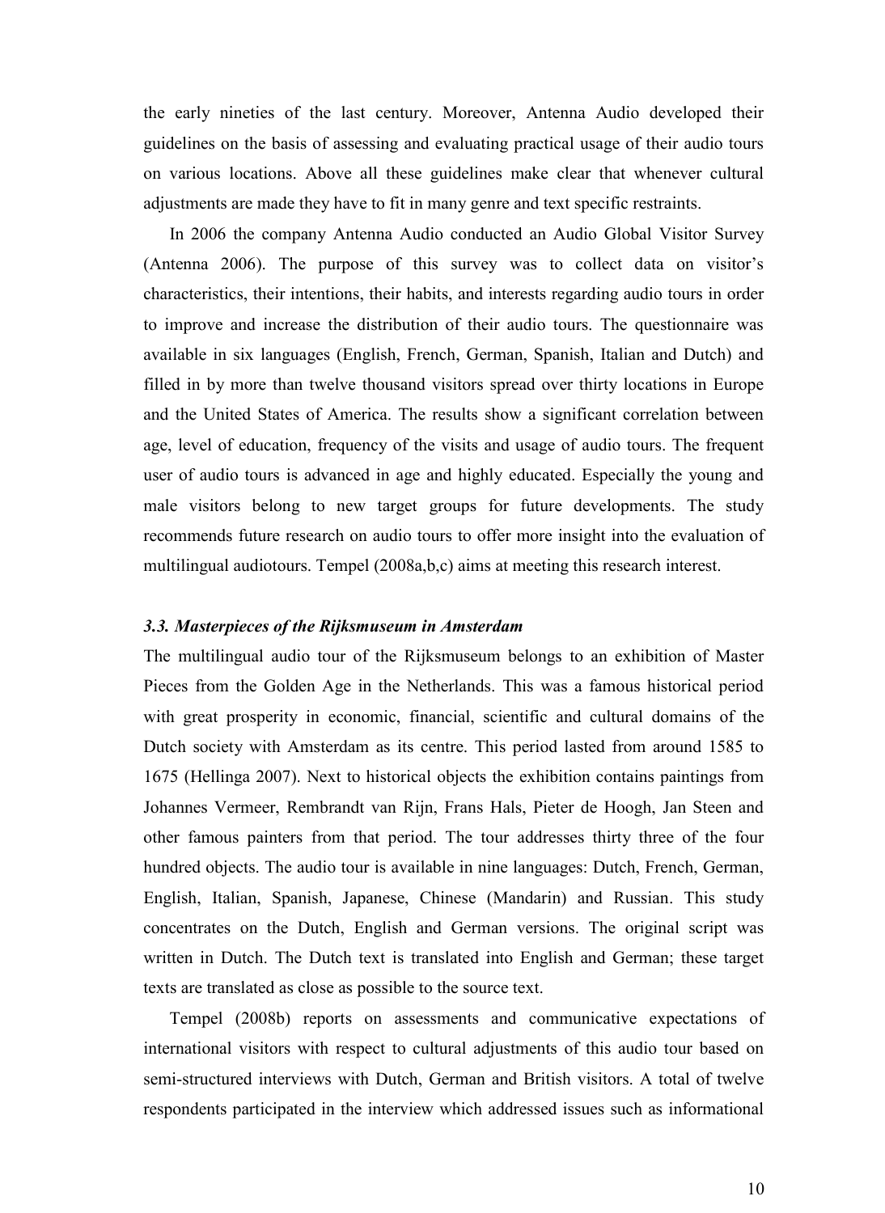the early nineties of the last century. Moreover, Antenna Audio developed their guidelines on the basis of assessing and evaluating practical usage of their audio tours on various locations. Above all these guidelines make clear that whenever cultural adjustments are made they have to fit in many genre and text specific restraints.

In 2006 the company Antenna Audio conducted an Audio Global Visitor Survey (Antenna 2006). The purpose of this survey was to collect data on visitor's characteristics, their intentions, their habits, and interests regarding audio tours in order to improve and increase the distribution of their audio tours. The questionnaire was available in six languages (English, French, German, Spanish, Italian and Dutch) and filled in by more than twelve thousand visitors spread over thirty locations in Europe and the United States of America. The results show a significant correlation between age, level of education, frequency of the visits and usage of audio tours. The frequent user of audio tours is advanced in age and highly educated. Especially the young and male visitors belong to new target groups for future developments. The study recommends future research on audio tours to offer more insight into the evaluation of multilingual audiotours. Tempel (2008a,b,c) aims at meeting this research interest.

### *3.3. Masterpieces of the Rijksmuseum in Amsterdam*

The multilingual audio tour of the Rijksmuseum belongs to an exhibition of Master Pieces from the Golden Age in the Netherlands. This was a famous historical period with great prosperity in economic, financial, scientific and cultural domains of the Dutch society with Amsterdam as its centre. This period lasted from around 1585 to 1675 (Hellinga 2007). Next to historical objects the exhibition contains paintings from Johannes Vermeer, Rembrandt van Rijn, Frans Hals, Pieter de Hoogh, Jan Steen and other famous painters from that period. The tour addresses thirty three of the four hundred objects. The audio tour is available in nine languages: Dutch, French, German, English, Italian, Spanish, Japanese, Chinese (Mandarin) and Russian. This study concentrates on the Dutch, English and German versions. The original script was written in Dutch. The Dutch text is translated into English and German; these target texts are translated as close as possible to the source text.

Tempel (2008b) reports on assessments and communicative expectations of international visitors with respect to cultural adjustments of this audio tour based on semi-structured interviews with Dutch, German and British visitors. A total of twelve respondents participated in the interview which addressed issues such as informational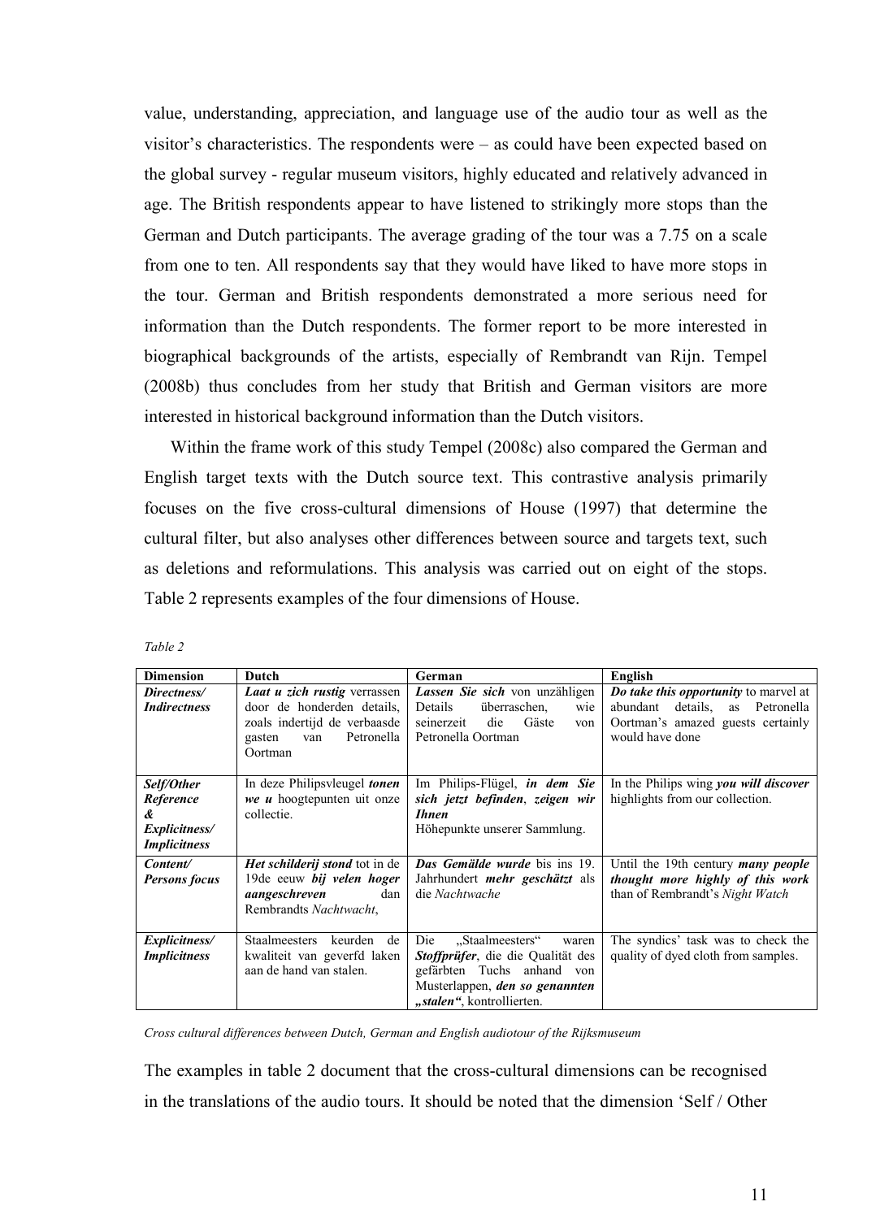value, understanding, appreciation, and language use of the audio tour as well as the visitor's characteristics. The respondents were – as could have been expected based on the global survey - regular museum visitors, highly educated and relatively advanced in age. The British respondents appear to have listened to strikingly more stops than the German and Dutch participants. The average grading of the tour was a 7.75 on a scale from one to ten. All respondents say that they would have liked to have more stops in the tour. German and British respondents demonstrated a more serious need for information than the Dutch respondents. The former report to be more interested in biographical backgrounds of the artists, especially of Rembrandt van Rijn. Tempel (2008b) thus concludes from her study that British and German visitors are more interested in historical background information than the Dutch visitors.

Within the frame work of this study Tempel (2008c) also compared the German and English target texts with the Dutch source text. This contrastive analysis primarily focuses on the five cross-cultural dimensions of House (1997) that determine the cultural filter, but also analyses other differences between source and targets text, such as deletions and reformulations. This analysis was carried out on eight of the stops. Table 2 represents examples of the four dimensions of House.

*Table 2*

| Dimension | Dutch | German | English |
|---|---|---|---|
| ***Directness/ Indirectness*** | ***Laat u zich rustig*** verrassen door de honderden details, zoals indertijd de verbaasde gasten van Petronella Oortman | ***Lassen Sie sich*** von unzähligen Details überraschen, wie seinerzeit die Gäste von Petronella Oortman | ***Do take this opportunity*** to marvel at abundant details, as Petronella Oortman's amazed guests certainly would have done |
| ***Self/Other Reference & Explicitness/ Implicitness*** | In deze Philipsvleugel ***tonen we u*** hoogtepunten uit onze collectie. | Im Philips-Flügel, ***in dem Sie sich jetzt befinden***, ***zeigen wir Ihnen*** Höhepunkte unserer Sammlung. | In the Philips wing ***you will discover*** highlights from our collection. |
| ***Content/ Persons focus*** | ***Het schilderij stond*** tot in de 19de eeuw ***bij velen hoger aangeschreven*** dan Rembrandts *Nachtwacht*, | ***Das Gemälde wurde*** bis ins 19. Jahrhundert ***mehr geschätzt*** als die *Nachtwache* | Until the 19th century ***many people thought more highly of this work*** than of Rembrandt's *Night Watch* |
| ***Explicitness/ Implicitness*** | Staalmeesters keurden de kwaliteit van geverfd laken aan de hand van stalen. | Die „Staalmeesters“ waren ***Stoffprüfer***, die die Qualität des gefärbten Tuchs anhand von Musterlappen, ***den so genannten „stalen“***, kontrollierten. | The syndics' task was to check the quality of dyed cloth from samples. |

*Cross cultural differences between Dutch, German and English audiotour of the Rijksmuseum*

The examples in table 2 document that the cross-cultural dimensions can be recognised in the translations of the audio tours. It should be noted that the dimension 'Self / Other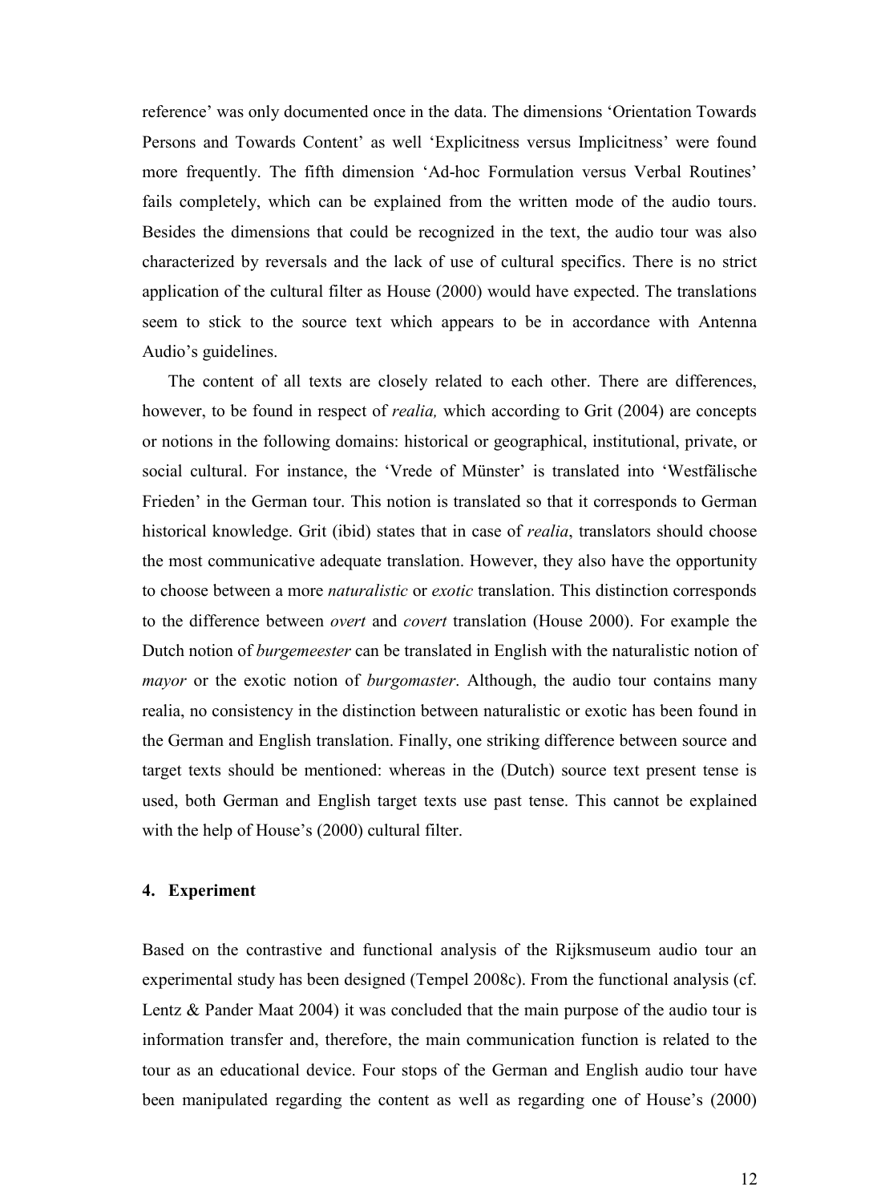reference' was only documented once in the data. The dimensions 'Orientation Towards Persons and Towards Content' as well 'Explicitness versus Implicitness' were found more frequently. The fifth dimension 'Ad-hoc Formulation versus Verbal Routines' fails completely, which can be explained from the written mode of the audio tours. Besides the dimensions that could be recognized in the text, the audio tour was also characterized by reversals and the lack of use of cultural specifics. There is no strict application of the cultural filter as House (2000) would have expected. The translations seem to stick to the source text which appears to be in accordance with Antenna Audio's guidelines.

The content of all texts are closely related to each other. There are differences, however, to be found in respect of *realia,* which according to Grit (2004) are concepts or notions in the following domains: historical or geographical, institutional, private, or social cultural. For instance, the 'Vrede of Münster' is translated into 'Westfälische Frieden' in the German tour. This notion is translated so that it corresponds to German historical knowledge. Grit (ibid) states that in case of *realia*, translators should choose the most communicative adequate translation. However, they also have the opportunity to choose between a more *naturalistic* or *exotic* translation. This distinction corresponds to the difference between *overt* and *covert* translation (House 2000). For example the Dutch notion of *burgemeester* can be translated in English with the naturalistic notion of *mayor* or the exotic notion of *burgomaster*. Although, the audio tour contains many realia, no consistency in the distinction between naturalistic or exotic has been found in the German and English translation. Finally, one striking difference between source and target texts should be mentioned: whereas in the (Dutch) source text present tense is used, both German and English target texts use past tense. This cannot be explained with the help of House's (2000) cultural filter.

## 4. Experiment

Based on the contrastive and functional analysis of the Rijksmuseum audio tour an experimental study has been designed (Tempel 2008c). From the functional analysis (cf. Lentz & Pander Maat 2004) it was concluded that the main purpose of the audio tour is information transfer and, therefore, the main communication function is related to the tour as an educational device. Four stops of the German and English audio tour have been manipulated regarding the content as well as regarding one of House's (2000)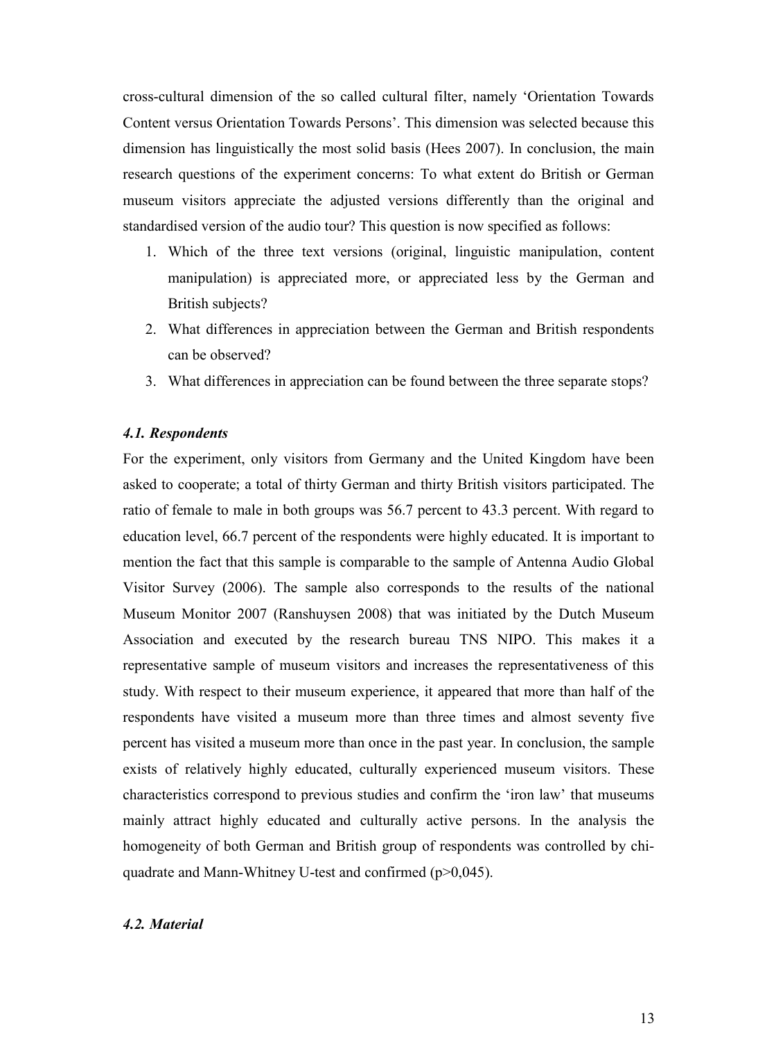cross-cultural dimension of the so called cultural filter, namely 'Orientation Towards Content versus Orientation Towards Persons'. This dimension was selected because this dimension has linguistically the most solid basis (Hees 2007). In conclusion, the main research questions of the experiment concerns: To what extent do British or German museum visitors appreciate the adjusted versions differently than the original and standardised version of the audio tour? This question is now specified as follows:

1. Which of the three text versions (original, linguistic manipulation, content manipulation) is appreciated more, or appreciated less by the German and British subjects?
2. What differences in appreciation between the German and British respondents can be observed?
3. What differences in appreciation can be found between the three separate stops?

### *4.1. Respondents*

For the experiment, only visitors from Germany and the United Kingdom have been asked to cooperate; a total of thirty German and thirty British visitors participated. The ratio of female to male in both groups was 56.7 percent to 43.3 percent. With regard to education level, 66.7 percent of the respondents were highly educated. It is important to mention the fact that this sample is comparable to the sample of Antenna Audio Global Visitor Survey (2006). The sample also corresponds to the results of the national Museum Monitor 2007 (Ranshuysen 2008) that was initiated by the Dutch Museum Association and executed by the research bureau TNS NIPO. This makes it a representative sample of museum visitors and increases the representativeness of this study. With respect to their museum experience, it appeared that more than half of the respondents have visited a museum more than three times and almost seventy five percent has visited a museum more than once in the past year. In conclusion, the sample exists of relatively highly educated, culturally experienced museum visitors. These characteristics correspond to previous studies and confirm the 'iron law' that museums mainly attract highly educated and culturally active persons. In the analysis the homogeneity of both German and British group of respondents was controlled by chi-quadrate and Mann-Whitney U-test and confirmed ($p>0,045$).

### *4.2. Material*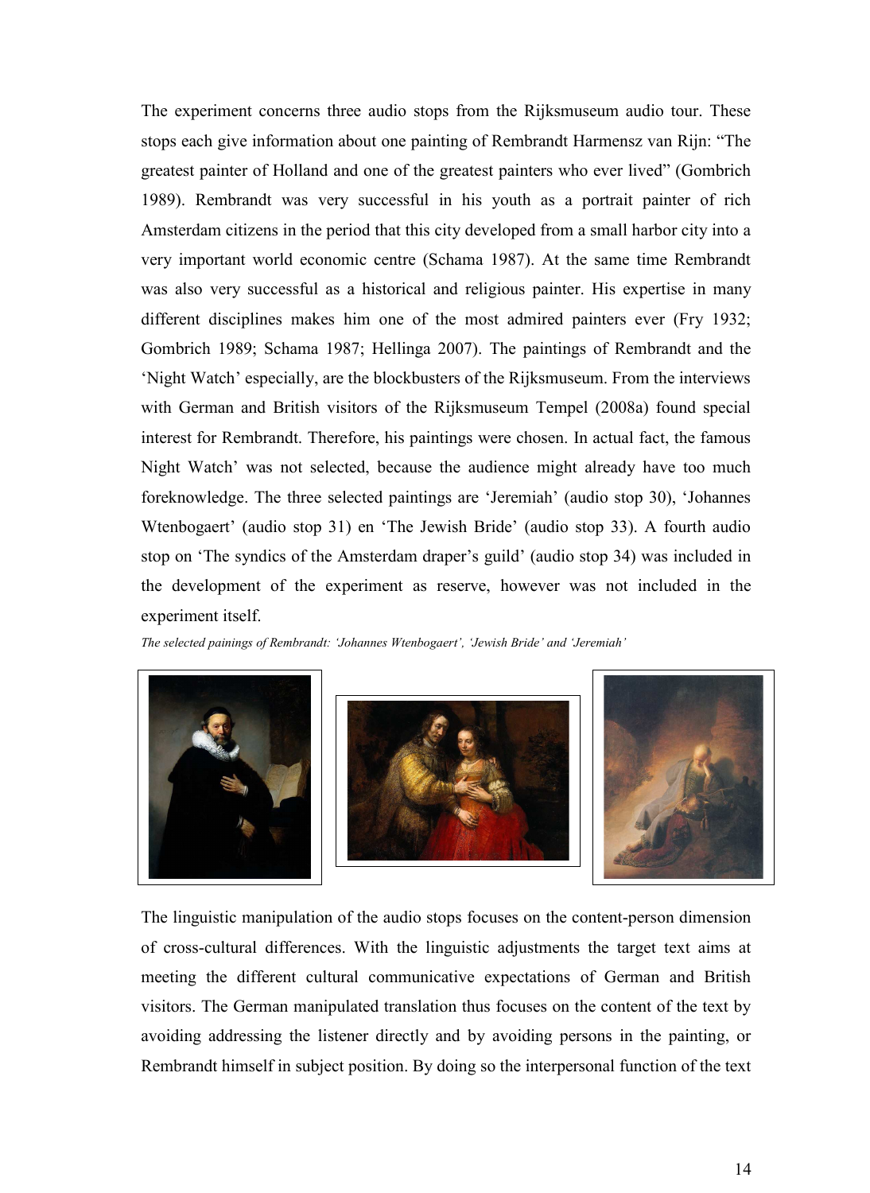The experiment concerns three audio stops from the Rijksmuseum audio tour. These stops each give information about one painting of Rembrandt Harmensz van Rijn: "The greatest painter of Holland and one of the greatest painters who ever lived" (Gombrich 1989). Rembrandt was very successful in his youth as a portrait painter of rich Amsterdam citizens in the period that this city developed from a small harbor city into a very important world economic centre (Schama 1987). At the same time Rembrandt was also very successful as a historical and religious painter. His expertise in many different disciplines makes him one of the most admired painters ever (Fry 1932; Gombrich 1989; Schama 1987; Hellinga 2007). The paintings of Rembrandt and the 'Night Watch' especially, are the blockbusters of the Rijksmuseum. From the interviews with German and British visitors of the Rijksmuseum Tempel (2008a) found special interest for Rembrandt. Therefore, his paintings were chosen. In actual fact, the famous Night Watch' was not selected, because the audience might already have too much foreknowledge. The three selected paintings are 'Jeremiah' (audio stop 30), 'Johannes Wtenbogaert' (audio stop 31) en 'The Jewish Bride' (audio stop 33). A fourth audio stop on 'The syndics of the Amsterdam draper's guild' (audio stop 34) was included in the development of the experiment as reserve, however was not included in the experiment itself.

*The selected painings of Rembrandt: 'Johannes Wtenbogaert', 'Jewish Bride' and 'Jeremiah'*

The linguistic manipulation of the audio stops focuses on the content-person dimension of cross-cultural differences. With the linguistic adjustments the target text aims at meeting the different cultural communicative expectations of German and British visitors. The German manipulated translation thus focuses on the content of the text by avoiding addressing the listener directly and by avoiding persons in the painting, or Rembrandt himself in subject position. By doing so the interpersonal function of the text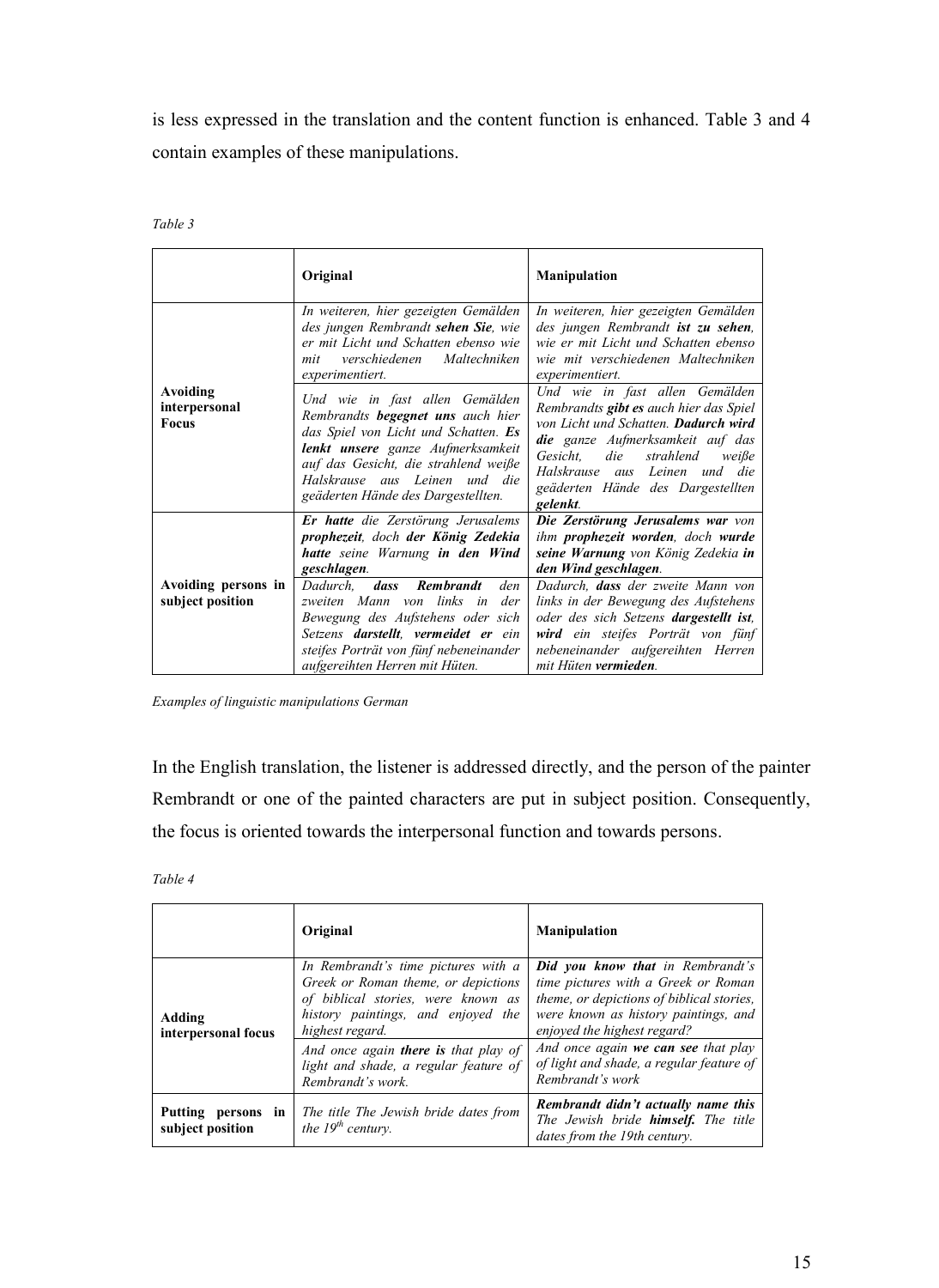is less expressed in the translation and the content function is enhanced. Table 3 and 4 contain examples of these manipulations.

*Table 3*

| | Original | Manipulation |
|---|---|---|
| **Avoiding interpersonal Focus** | *In weiteren, hier gezeigten Gemälden des jungen Rembrandt **sehen Sie**, wie er mit Licht und Schatten ebenso wie mit verschiedenen Maltechniken experimentiert.* | *In weiteren, hier gezeigten Gemälden des jungen Rembrandt **ist zu sehen**, wie er mit Licht und Schatten ebenso wie mit verschiedenen Maltechniken experimentiert.* |
| | *Und wie in fast allen Gemälden Rembrandts **begegnet uns** auch hier das Spiel von Licht und Schatten. **Es lenkt unsere** ganze Aufmerksamkeit auf das Gesicht, die strahlend weiße Halskrause aus Leinen und die geäderten Hände des Dargestellten.* | *Und wie in fast allen Gemälden Rembrandts **gibt es** auch hier das Spiel von Licht und Schatten. **Dadurch wird die** ganze Aufmerksamkeit auf das Gesicht, die strahlend weiße Halskrause aus Leinen und die geäderten Hände des Dargestellten **gelenkt**.* |
| **Avoiding persons in subject position** | ***Er hatte** die Zerstörung Jerusalems **prophezeit**, doch **der König Zedekia hatte** seine Warnung **in den Wind geschlagen**.* | ***Die Zerstörung Jerusalems war** von ihm **prophezeit worden**, doch **wurde seine Warnung** von König Zedekia **in den Wind geschlagen**.* |
| | *Dadurch, **dass Rembrandt** den zweiten Mann von links in der Bewegung des Aufstehens oder sich Setzens **darstellt**, **vermeidet er** ein steifes Porträt von fünf nebeneinander aufgereihten Herren mit Hüten.* | *Dadurch, **dass** der zweite Mann von links in der Bewegung des Aufstehens oder des sich Setzens **dargestellt ist**, **wird** ein steifes Porträt von fünf nebeneinander aufgereihten Herren mit Hüten **vermieden**.* |

*Examples of linguistic manipulations German*

In the English translation, the listener is addressed directly, and the person of the painter Rembrandt or one of the painted characters are put in subject position. Consequently, the focus is oriented towards the interpersonal function and towards persons.

*Table 4*

| | Original | Manipulation |
|---|---|---|
| **Adding interpersonal focus** | *In Rembrandt's time pictures with a Greek or Roman theme, or depictions of biblical stories, were known as history paintings, and enjoyed the highest regard.* | ***Did you know that** in Rembrandt's time pictures with a Greek or Roman theme, or depictions of biblical stories, were known as history paintings, and enjoyed the highest regard?* |
| | *And once again **there is** that play of light and shade, a regular feature of Rembrandt's work.* | *And once again **we can see** that play of light and shade, a regular feature of Rembrandt's work* |
| **Putting persons in subject position** | *The title The Jewish bride dates from the 19th century.* | ***Rembrandt didn't actually name this** The Jewish bride **himself.** The title dates from the 19th century.* |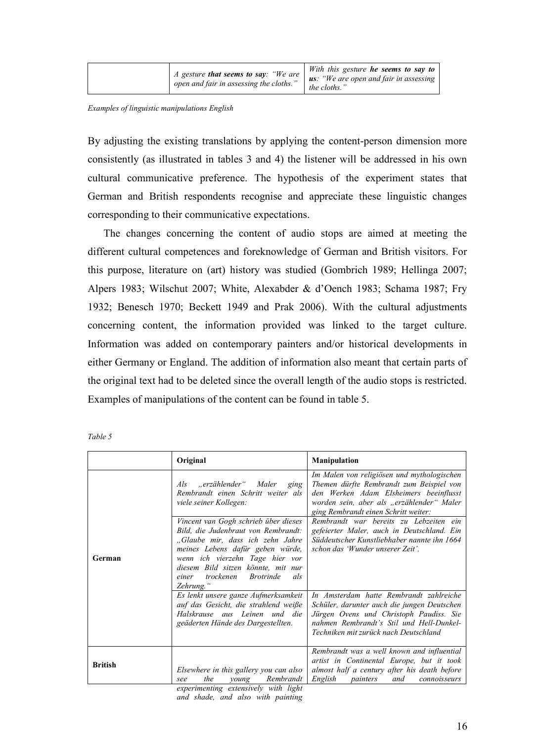| | A gesture **that seems to say**: "We are open and fair in assessing the cloths." | With this gesture **he seems to say to us**: "We are open and fair in assessing the cloths." |
|---|---|---|

*Examples of linguistic manipulations English*

By adjusting the existing translations by applying the content-person dimension more consistently (as illustrated in tables 3 and 4) the listener will be addressed in his own cultural communicative preference. The hypothesis of the experiment states that German and British respondents recognise and appreciate these linguistic changes corresponding to their communicative expectations.

The changes concerning the content of audio stops are aimed at meeting the different cultural competences and foreknowledge of German and British visitors. For this purpose, literature on (art) history was studied (Gombrich 1989; Hellinga 2007; Alpers 1983; Wilschut 2007; White, Alexabder & d'Oench 1983; Schama 1987; Fry 1932; Benesch 1970; Beckett 1949 and Prak 2006). With the cultural adjustments concerning content, the information provided was linked to the target culture. Information was added on contemporary painters and/or historical developments in either Germany or England. The addition of information also meant that certain parts of the original text had to be deleted since the overall length of the audio stops is restricted. Examples of manipulations of the content can be found in table 5.

*Table 5*

| | **Original** | **Manipulation** |
|---|---|---|
| **German** | *Als „erzählender" Maler ging Rembrandt einen Schritt weiter als viele seiner Kollegen:* | *Im Malen von religiösen und mythologischen Themen dürfte Rembrandt zum Beispiel von den Werken Adam Elsheimers beeinflusst worden sein, aber als „erzählender" Maler ging Rembrandt einen Schritt weiter:* |
| | *Vincent van Gogh schrieb über dieses Bild, die Judenbraut von Rembrandt: „Glaube mir, dass ich zehn Jahre meines Lebens dafür geben würde, wenn ich vierzehn Tage hier vor diesem Bild sitzen könnte, mit nur einer trockenen Brotrinde als Zehrung."* | *Rembrandt war bereits zu Lebzeiten ein gefeierter Maler, auch in Deutschland. Ein Süddeutscher Kunstliebhaber nannte ihn 1664 schon das 'Wunder unserer Zeit'.* |
| | *Es lenkt unsere ganze Aufmerksamkeit auf das Gesicht, die strahlend weiße Halskrause aus Leinen und die geäderten Hände des Dargestellten.* | *In Amsterdam hatte Rembrandt zahlreiche Schüler, darunter auch die jungen Deutschen Jürgen Ovens und Christoph Paudiss. Sie nahmen Rembrandt's Stil und Hell-Dunkel-Techniken mit zurück nach Deutschland* |
| **British** | *Elsewhere in this gallery you can also see the young Rembrandt experimenting extensively with light and shade, and also with painting* | *Rembrandt was a well known and influential artist in Continental Europe, but it took almost half a century after his death before English painters and connoisseurs* |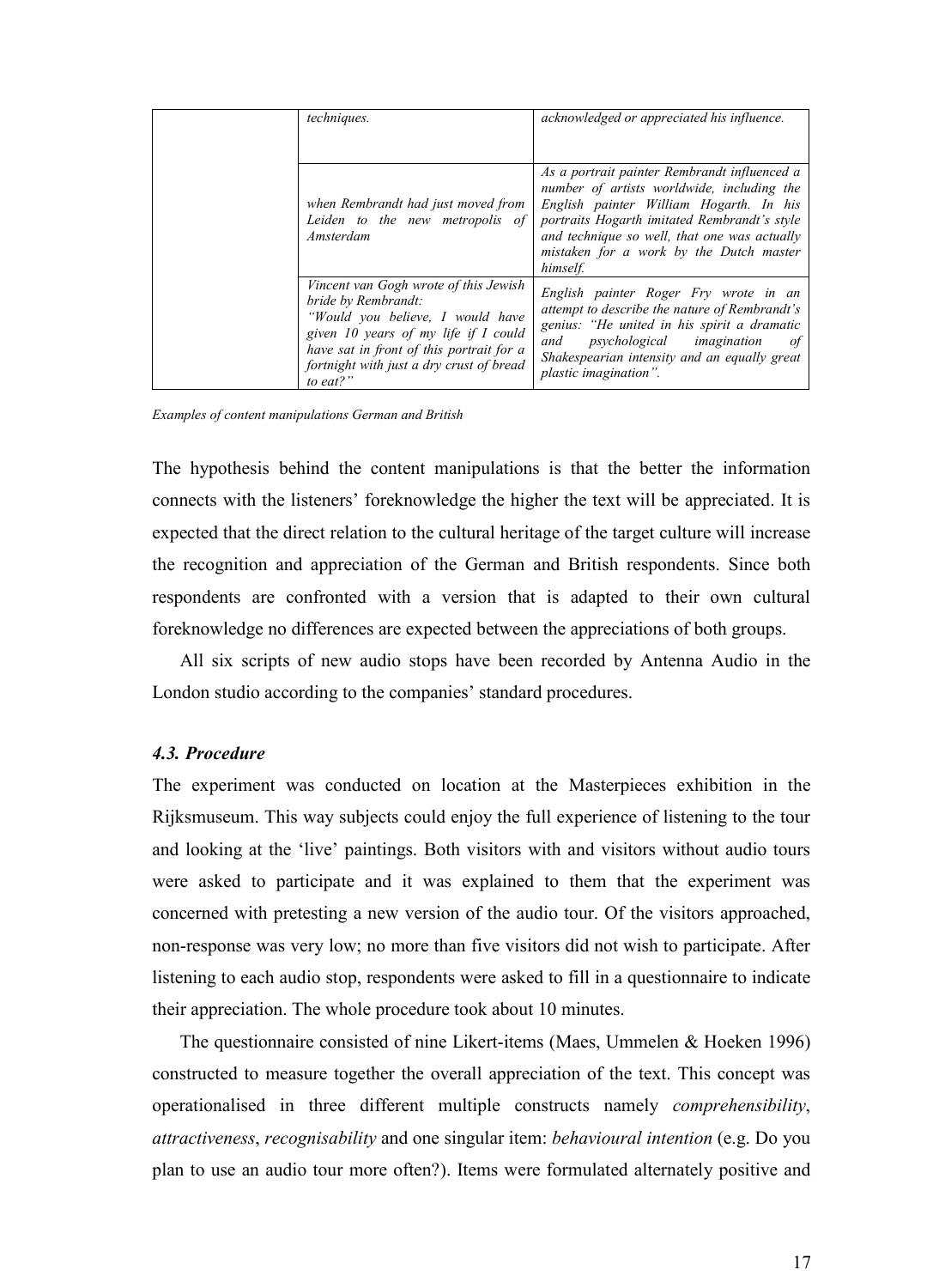| | | |
|---|---|---|
| | *techniques.* | *acknowledged or appreciated his influence.* |
| | *when Rembrandt had just moved from Leiden to the new metropolis of Amsterdam* | *As a portrait painter Rembrandt influenced a number of artists worldwide, including the English painter William Hogarth. In his portraits Hogarth imitated Rembrandt's style and technique so well, that one was actually mistaken for a work by the Dutch master himself.* |
| | *Vincent van Gogh wrote of this Jewish bride by Rembrandt: "Would you believe, I would have given 10 years of my life if I could have sat in front of this portrait for a fortnight with just a dry crust of bread to eat?"* | *English painter Roger Fry wrote in an attempt to describe the nature of Rembrandt's genius: "He united in his spirit a dramatic and psychological imagination of Shakespearian intensity and an equally great plastic imagination".* |

*Examples of content manipulations German and British*

The hypothesis behind the content manipulations is that the better the information connects with the listeners' foreknowledge the higher the text will be appreciated. It is expected that the direct relation to the cultural heritage of the target culture will increase the recognition and appreciation of the German and British respondents. Since both respondents are confronted with a version that is adapted to their own cultural foreknowledge no differences are expected between the appreciations of both groups.

All six scripts of new audio stops have been recorded by Antenna Audio in the London studio according to the companies' standard procedures.

### *4.3. Procedure*

The experiment was conducted on location at the Masterpieces exhibition in the Rijksmuseum. This way subjects could enjoy the full experience of listening to the tour and looking at the 'live' paintings. Both visitors with and visitors without audio tours were asked to participate and it was explained to them that the experiment was concerned with pretesting a new version of the audio tour. Of the visitors approached, non-response was very low; no more than five visitors did not wish to participate. After listening to each audio stop, respondents were asked to fill in a questionnaire to indicate their appreciation. The whole procedure took about 10 minutes.

The questionnaire consisted of nine Likert-items (Maes, Ummelen & Hoeken 1996) constructed to measure together the overall appreciation of the text. This concept was operationalised in three different multiple constructs namely *comprehensibility*, *attractiveness*, *recognisability* and one singular item: *behavioural intention* (e.g. Do you plan to use an audio tour more often?). Items were formulated alternately positive and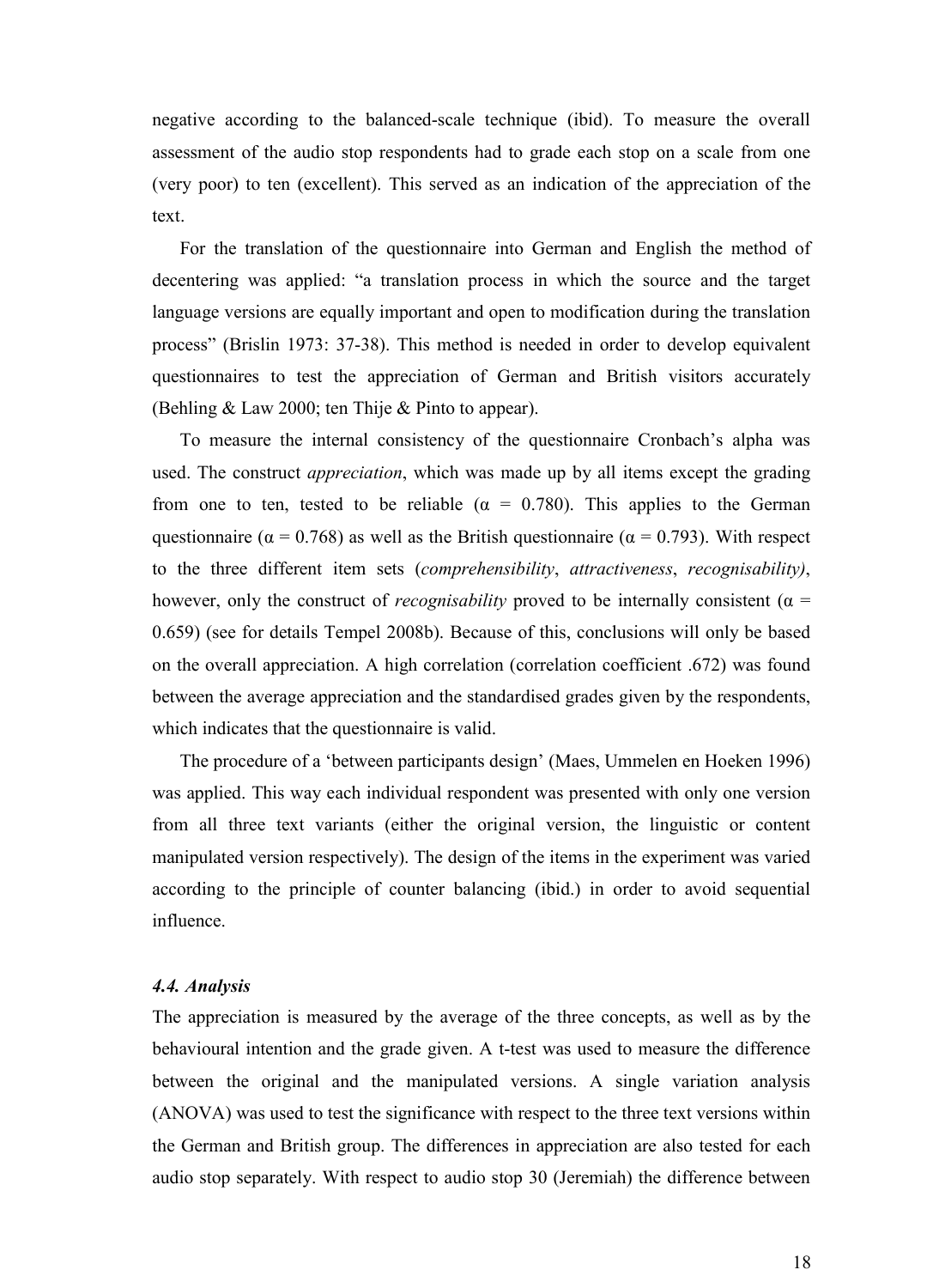negative according to the balanced-scale technique (ibid). To measure the overall assessment of the audio stop respondents had to grade each stop on a scale from one (very poor) to ten (excellent). This served as an indication of the appreciation of the text.

For the translation of the questionnaire into German and English the method of decentering was applied: "a translation process in which the source and the target language versions are equally important and open to modification during the translation process" (Brislin 1973: 37-38). This method is needed in order to develop equivalent questionnaires to test the appreciation of German and British visitors accurately (Behling & Law 2000; ten Thije & Pinto to appear).

To measure the internal consistency of the questionnaire Cronbach's alpha was used. The construct *appreciation*, which was made up by all items except the grading from one to ten, tested to be reliable ($\alpha$ = 0.780). This applies to the German questionnaire ($\alpha$ = 0.768) as well as the British questionnaire ($\alpha$ = 0.793). With respect to the three different item sets (*comprehensibility*, *attractiveness*, *recognisability)*, however, only the construct of *recognisability* proved to be internally consistent ($\alpha$ = 0.659) (see for details Tempel 2008b). Because of this, conclusions will only be based on the overall appreciation. A high correlation (correlation coefficient .672) was found between the average appreciation and the standardised grades given by the respondents, which indicates that the questionnaire is valid.

The procedure of a 'between participants design' (Maes, Ummelen en Hoeken 1996) was applied. This way each individual respondent was presented with only one version from all three text variants (either the original version, the linguistic or content manipulated version respectively). The design of the items in the experiment was varied according to the principle of counter balancing (ibid.) in order to avoid sequential influence.

### *4.4. Analysis*

The appreciation is measured by the average of the three concepts, as well as by the behavioural intention and the grade given. A t-test was used to measure the difference between the original and the manipulated versions. A single variation analysis (ANOVA) was used to test the significance with respect to the three text versions within the German and British group. The differences in appreciation are also tested for each audio stop separately. With respect to audio stop 30 (Jeremiah) the difference between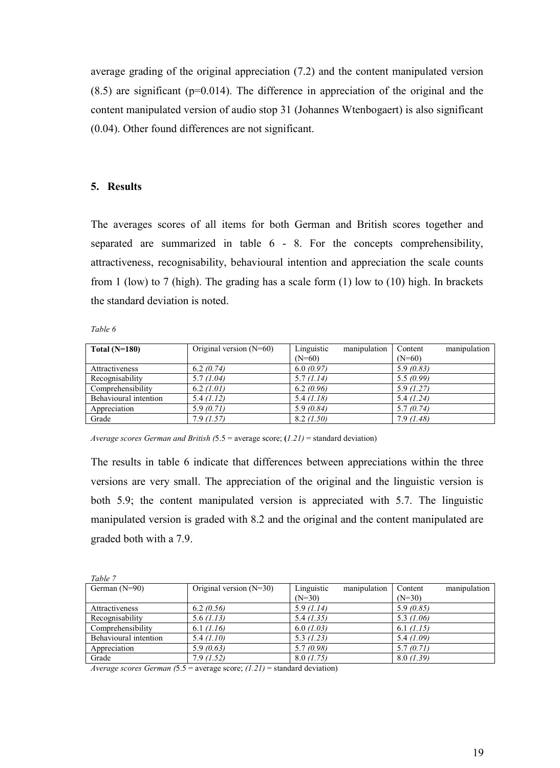average grading of the original appreciation (7.2) and the content manipulated version (8.5) are significant (p=0.014). The difference in appreciation of the original and the content manipulated version of audio stop 31 (Johannes Wtenbogaert) is also significant (0.04). Other found differences are not significant.

## 5. Results

The averages scores of all items for both German and British scores together and separated are summarized in table 6 - 8. For the concepts comprehensibility, attractiveness, recognisability, behavioural intention and appreciation the scale counts from 1 (low) to 7 (high). The grading has a scale form (1) low to (10) high. In brackets the standard deviation is noted.

*Table 6*

| **Total (N=180)** | Original version (N=60) | Linguistic manipulation (N=60) | Content manipulation (N=60) |
|---|---|---|---|
| Attractiveness | 6.2 *(0.74)* | 6.0 *(0.97)* | 5.9 *(0.83)* |
| Recognisability | 5.7 *(1.04)* | 5.7 *(1.14)* | 5.5 *(0.99)* |
| Comprehensibility | 6.2 *(1.01)* | 6.2 *(0.96)* | 5.9 *(1.27)* |
| Behavioural intention | 5.4 *(1.12)* | 5.4 *(1.18)* | 5.4 *(1.24)* |
| Appreciation | 5.9 *(0.71)* | 5.9 *(0.84)* | 5.7 *(0.74)* |
| Grade | 7.9 *(1.57)* | 8.2 *(1.50)* | 7.9 *(1.48)* |

*Average scores German and British (*5.5 = average score; **(***1.21)* = standard deviation)

The results in table 6 indicate that differences between appreciations within the three versions are very small. The appreciation of the original and the linguistic version is both 5.9; the content manipulated version is appreciated with 5.7. The linguistic manipulated version is graded with 8.2 and the original and the content manipulated are graded both with a 7.9.

*Table 7*

| German (N=90) | Original version (N=30) | Linguistic manipulation (N=30) | Content manipulation (N=30) |
|---|---|---|---|
| Attractiveness | 6.2 *(0.56)* | 5.9 *(1.14)* | 5.9 *(0.85)* |
| Recognisability | 5.6 *(1.13)* | 5.4 *(1.35)* | 5.3 *(1.06)* |
| Comprehensibility | 6.1 *(1.16)* | 6.0 *(1.03)* | 6.1 *(1.15)* |
| Behavioural intention | 5.4 *(1.10)* | 5.3 *(1.23)* | 5.4 *(1.09)* |
| Appreciation | 5.9 *(0.63)* | 5.7 *(0.98)* | 5.7 *(0.71)* |
| Grade | 7.9 *(1.52)* | 8.0 *(1.75)* | 8.0 *(1.39)* |

*Average scores German (*5.5 = average score; *(1.21)* = standard deviation)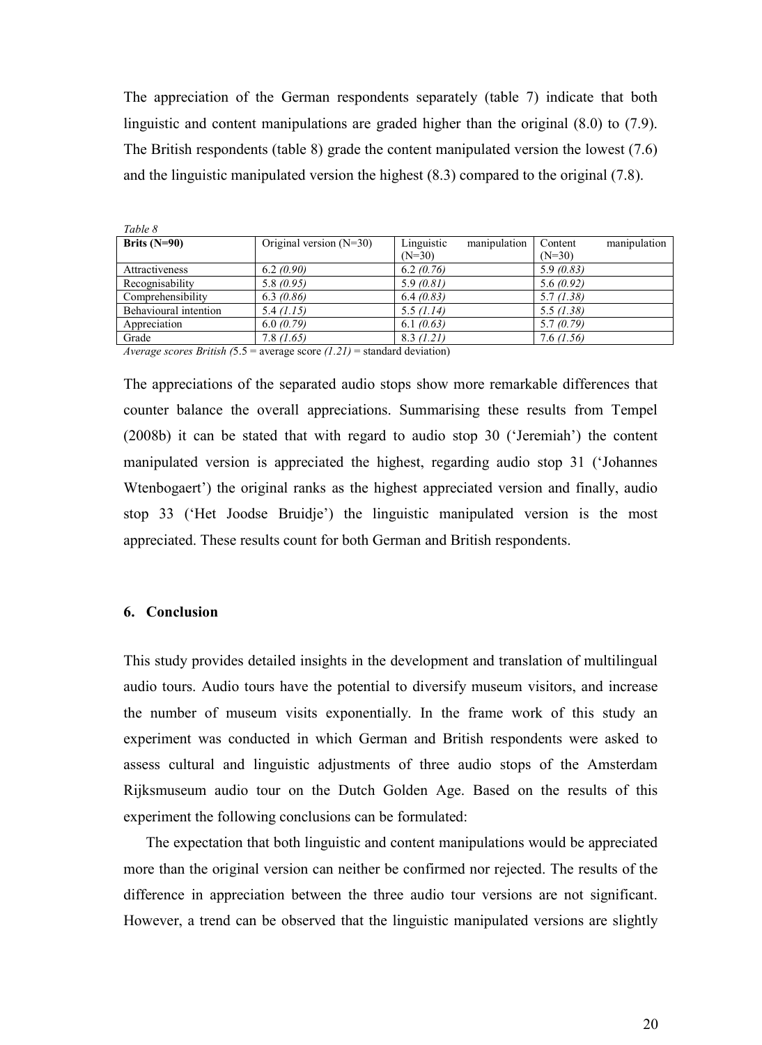The appreciation of the German respondents separately (table 7) indicate that both linguistic and content manipulations are graded higher than the original (8.0) to (7.9). The British respondents (table 8) grade the content manipulated version the lowest (7.6) and the linguistic manipulated version the highest (8.3) compared to the original (7.8).

*Table 8*

| **Brits (N=90)** | Original version (N=30) | Linguistic manipulation (N=30) | Content manipulation (N=30) |
|---|---|---|---|
| Attractiveness | 6.2 *(0.90)* | 6.2 *(0.76)* | 5.9 *(0.83)* |
| Recognisability | 5.8 *(0.95)* | 5.9 *(0.81)* | 5.6 *(0.92)* |
| Comprehensibility | 6.3 *(0.86)* | 6.4 *(0.83)* | 5.7 *(1.38)* |
| Behavioural intention | 5.4 *(1.15)* | 5.5 *(1.14)* | 5.5 *(1.38)* |
| Appreciation | 6.0 *(0.79)* | 6.1 *(0.63)* | 5.7 *(0.79)* |
| Grade | 7.8 *(1.65)* | 8.3 *(1.21)* | 7.6 *(1.56)* |

*Average scores British (*5.5 = average score *(1.21)* = standard deviation)

The appreciations of the separated audio stops show more remarkable differences that counter balance the overall appreciations. Summarising these results from Tempel (2008b) it can be stated that with regard to audio stop 30 ('Jeremiah') the content manipulated version is appreciated the highest, regarding audio stop 31 ('Johannes Wtenbogaert') the original ranks as the highest appreciated version and finally, audio stop 33 ('Het Joodse Bruidje') the linguistic manipulated version is the most appreciated. These results count for both German and British respondents.

## 6. Conclusion

This study provides detailed insights in the development and translation of multilingual audio tours. Audio tours have the potential to diversify museum visitors, and increase the number of museum visits exponentially. In the frame work of this study an experiment was conducted in which German and British respondents were asked to assess cultural and linguistic adjustments of three audio stops of the Amsterdam Rijksmuseum audio tour on the Dutch Golden Age. Based on the results of this experiment the following conclusions can be formulated:

The expectation that both linguistic and content manipulations would be appreciated more than the original version can neither be confirmed nor rejected. The results of the difference in appreciation between the three audio tour versions are not significant. However, a trend can be observed that the linguistic manipulated versions are slightly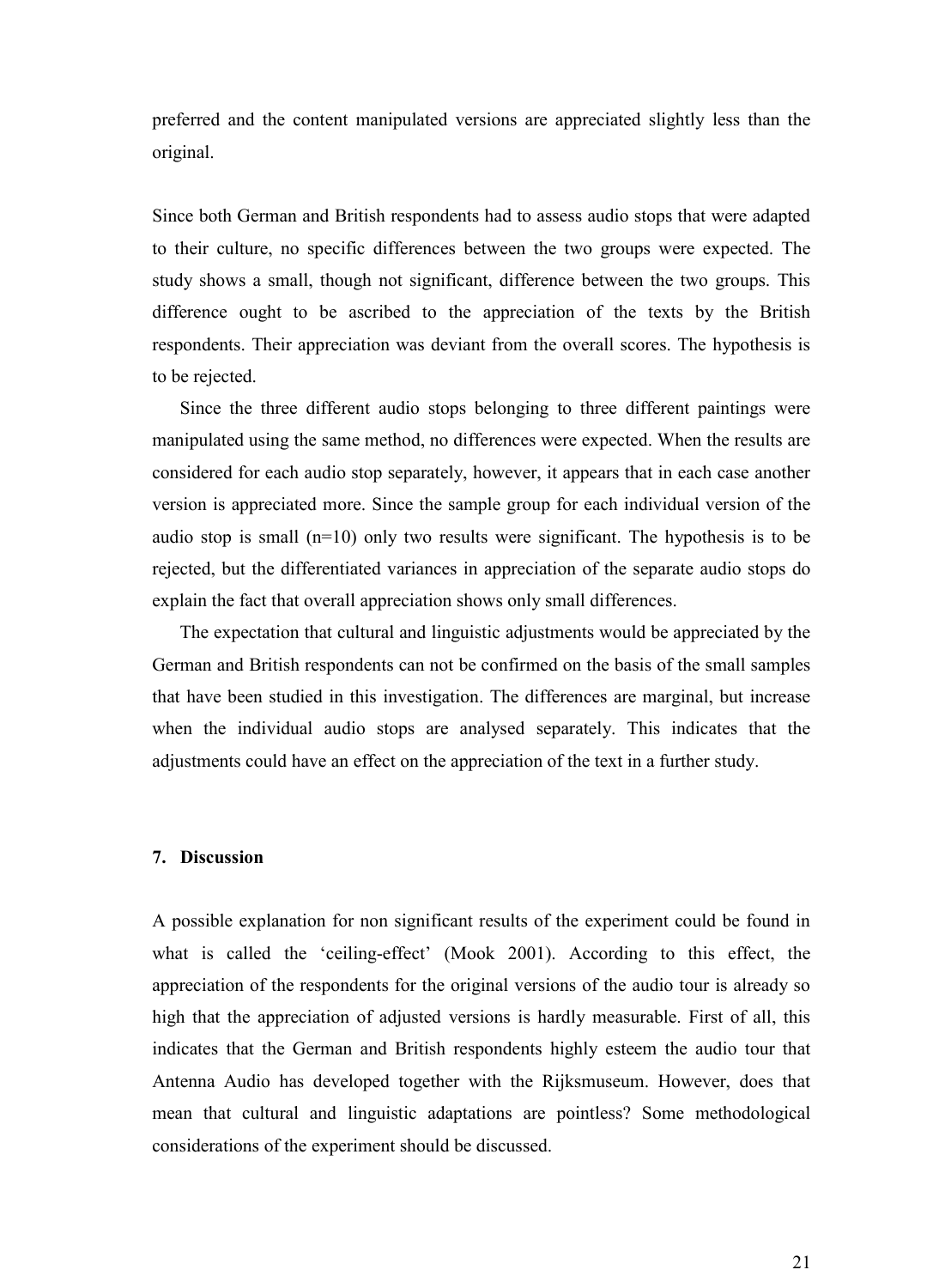preferred and the content manipulated versions are appreciated slightly less than the original.

Since both German and British respondents had to assess audio stops that were adapted to their culture, no specific differences between the two groups were expected. The study shows a small, though not significant, difference between the two groups. This difference ought to be ascribed to the appreciation of the texts by the British respondents. Their appreciation was deviant from the overall scores. The hypothesis is to be rejected.

Since the three different audio stops belonging to three different paintings were manipulated using the same method, no differences were expected. When the results are considered for each audio stop separately, however, it appears that in each case another version is appreciated more. Since the sample group for each individual version of the audio stop is small (n=10) only two results were significant. The hypothesis is to be rejected, but the differentiated variances in appreciation of the separate audio stops do explain the fact that overall appreciation shows only small differences.

The expectation that cultural and linguistic adjustments would be appreciated by the German and British respondents can not be confirmed on the basis of the small samples that have been studied in this investigation. The differences are marginal, but increase when the individual audio stops are analysed separately. This indicates that the adjustments could have an effect on the appreciation of the text in a further study.

## 7. Discussion

A possible explanation for non significant results of the experiment could be found in what is called the 'ceiling-effect' (Mook 2001). According to this effect, the appreciation of the respondents for the original versions of the audio tour is already so high that the appreciation of adjusted versions is hardly measurable. First of all, this indicates that the German and British respondents highly esteem the audio tour that Antenna Audio has developed together with the Rijksmuseum. However, does that mean that cultural and linguistic adaptations are pointless? Some methodological considerations of the experiment should be discussed.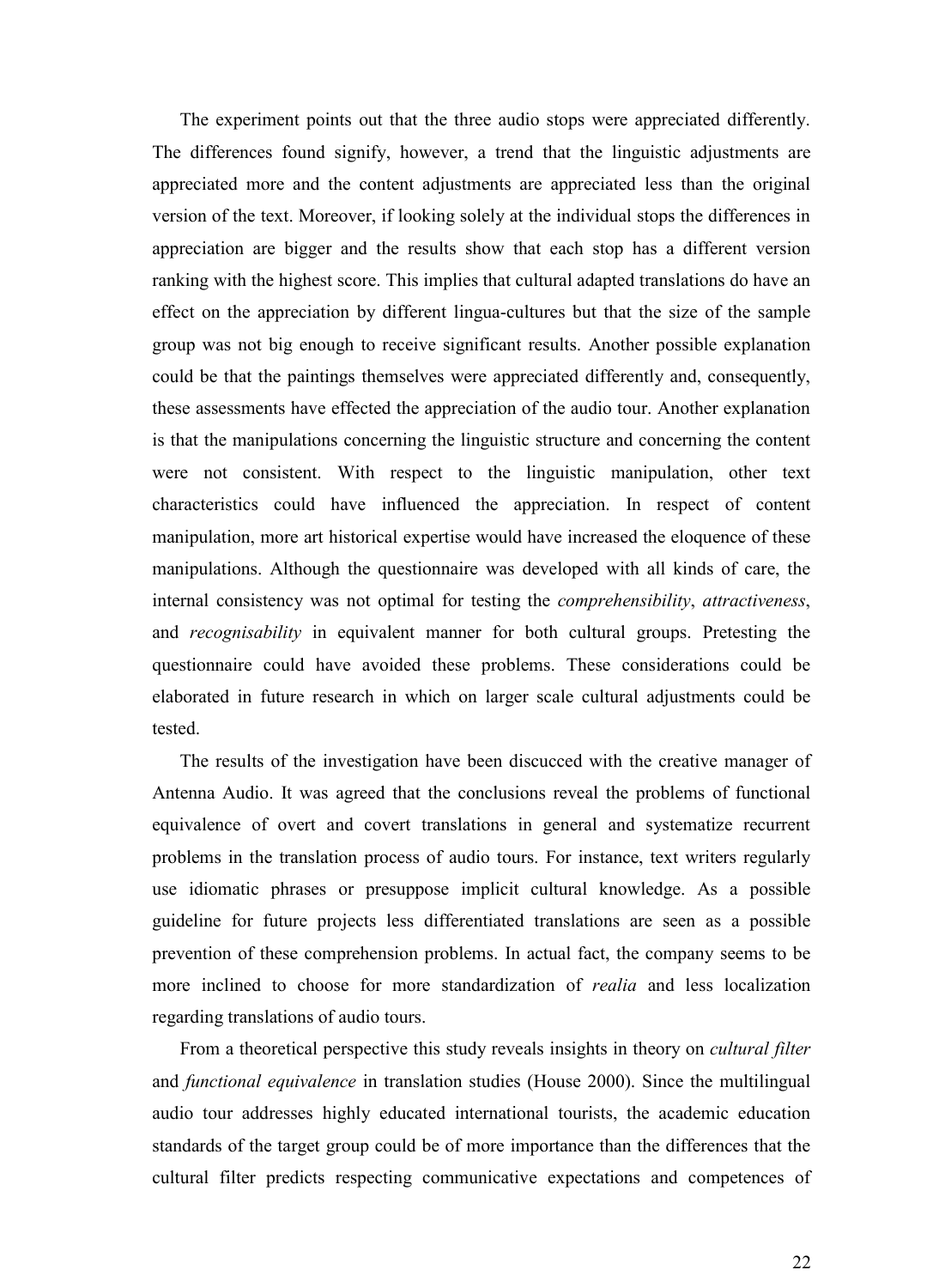The experiment points out that the three audio stops were appreciated differently. The differences found signify, however, a trend that the linguistic adjustments are appreciated more and the content adjustments are appreciated less than the original version of the text. Moreover, if looking solely at the individual stops the differences in appreciation are bigger and the results show that each stop has a different version ranking with the highest score. This implies that cultural adapted translations do have an effect on the appreciation by different lingua-cultures but that the size of the sample group was not big enough to receive significant results. Another possible explanation could be that the paintings themselves were appreciated differently and, consequently, these assessments have effected the appreciation of the audio tour. Another explanation is that the manipulations concerning the linguistic structure and concerning the content were not consistent. With respect to the linguistic manipulation, other text characteristics could have influenced the appreciation. In respect of content manipulation, more art historical expertise would have increased the eloquence of these manipulations. Although the questionnaire was developed with all kinds of care, the internal consistency was not optimal for testing the *comprehensibility*, *attractiveness*, and *recognisability* in equivalent manner for both cultural groups. Pretesting the questionnaire could have avoided these problems. These considerations could be elaborated in future research in which on larger scale cultural adjustments could be tested.

The results of the investigation have been discucced with the creative manager of Antenna Audio. It was agreed that the conclusions reveal the problems of functional equivalence of overt and covert translations in general and systematize recurrent problems in the translation process of audio tours. For instance, text writers regularly use idiomatic phrases or presuppose implicit cultural knowledge. As a possible guideline for future projects less differentiated translations are seen as a possible prevention of these comprehension problems. In actual fact, the company seems to be more inclined to choose for more standardization of *realia* and less localization regarding translations of audio tours.

From a theoretical perspective this study reveals insights in theory on *cultural filter* and *functional equivalence* in translation studies (House 2000). Since the multilingual audio tour addresses highly educated international tourists, the academic education standards of the target group could be of more importance than the differences that the cultural filter predicts respecting communicative expectations and competences of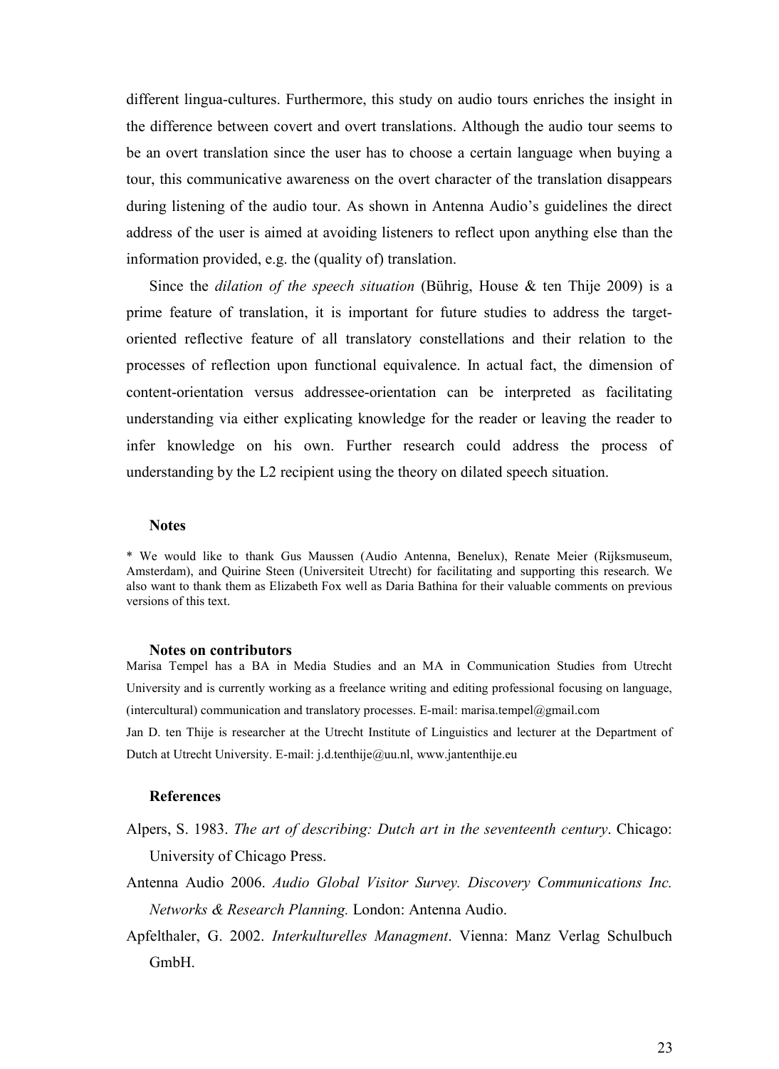different lingua-cultures. Furthermore, this study on audio tours enriches the insight in the difference between covert and overt translations. Although the audio tour seems to be an overt translation since the user has to choose a certain language when buying a tour, this communicative awareness on the overt character of the translation disappears during listening of the audio tour. As shown in Antenna Audio's guidelines the direct address of the user is aimed at avoiding listeners to reflect upon anything else than the information provided, e.g. the (quality of) translation.

Since the *dilation of the speech situation* (Bührig, House & ten Thije 2009) is a prime feature of translation, it is important for future studies to address the target-oriented reflective feature of all translatory constellations and their relation to the processes of reflection upon functional equivalence. In actual fact, the dimension of content-orientation versus addressee-orientation can be interpreted as facilitating understanding via either explicating knowledge for the reader or leaving the reader to infer knowledge on his own. Further research could address the process of understanding by the L2 recipient using the theory on dilated speech situation.

## Notes

* We would like to thank Gus Maussen (Audio Antenna, Benelux), Renate Meier (Rijksmuseum, Amsterdam), and Quirine Steen (Universiteit Utrecht) for facilitating and supporting this research. We also want to thank them as Elizabeth Fox well as Daria Bathina for their valuable comments on previous versions of this text.

## Notes on contributors

Marisa Tempel has a BA in Media Studies and an MA in Communication Studies from Utrecht University and is currently working as a freelance writing and editing professional focusing on language, (intercultural) communication and translatory processes. E-mail: marisa.tempel@gmail.com

Jan D. ten Thije is researcher at the Utrecht Institute of Linguistics and lecturer at the Department of Dutch at Utrecht University. E-mail: j.d.tenthije@uu.nl, www.jantenthije.eu

## References

Alpers, S. 1983. *The art of describing: Dutch art in the seventeenth century*. Chicago: University of Chicago Press.

Antenna Audio 2006. *Audio Global Visitor Survey. Discovery Communications Inc. Networks & Research Planning.* London: Antenna Audio.

Apfelthaler, G. 2002. *Interkulturelles Managment*. Vienna: Manz Verlag Schulbuch GmbH.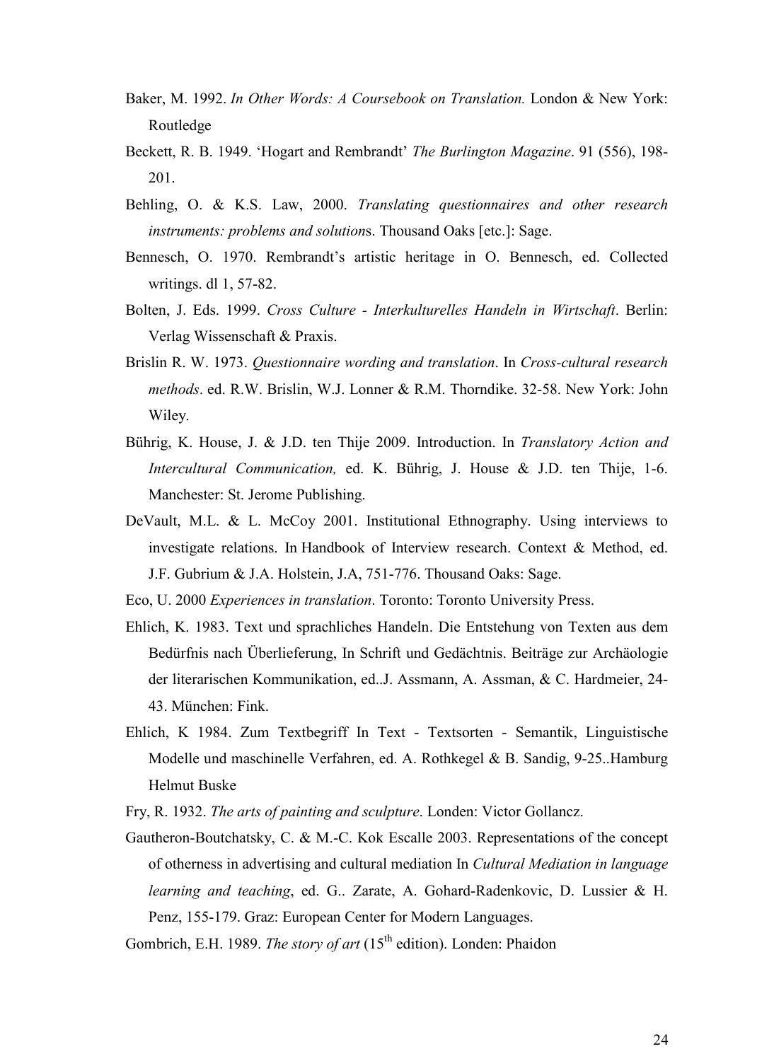Baker, M. 1992. *In Other Words: A Coursebook on Translation.* London & New York: Routledge

Beckett, R. B. 1949. 'Hogart and Rembrandt' *The Burlington Magazine*. 91 (556), 198-201.

Behling, O. & K.S. Law, 2000. *Translating questionnaires and other research instruments: problems and solution*s. Thousand Oaks [etc.]: Sage.

Bennesch, O. 1970. Rembrandt's artistic heritage in O. Bennesch, ed. Collected writings. dl 1, 57-82.

Bolten, J. Eds. 1999. *Cross Culture - Interkulturelles Handeln in Wirtschaft*. Berlin: Verlag Wissenschaft & Praxis.

Brislin R. W. 1973. *Questionnaire wording and translation*. In *Cross-cultural research methods*. ed. R.W. Brislin, W.J. Lonner & R.M. Thorndike. 32-58. New York: John Wiley.

Bührig, K. House, J. & J.D. ten Thije 2009. Introduction. In *Translatory Action and Intercultural Communication,* ed. K. Bührig, J. House & J.D. ten Thije, 1-6. Manchester: St. Jerome Publishing.

DeVault, M.L. & L. McCoy 2001. Institutional Ethnography. Using interviews to investigate relations. In Handbook of Interview research. Context & Method, ed. J.F. Gubrium & J.A. Holstein, J.A, 751-776. Thousand Oaks: Sage.

Eco, U. 2000 *Experiences in translation*. Toronto: Toronto University Press.

Ehlich, K. 1983. Text und sprachliches Handeln. Die Entstehung von Texten aus dem Bedürfnis nach Überlieferung, In Schrift und Gedächtnis. Beiträge zur Archäologie der literarischen Kommunikation, ed..J. Assmann, A. Assman, & C. Hardmeier, 24-43. München: Fink.

Ehlich, K 1984. Zum Textbegriff In Text - Textsorten - Semantik, Linguistische Modelle und maschinelle Verfahren, ed. A. Rothkegel & B. Sandig, 9-25..Hamburg Helmut Buske

Fry, R. 1932. *The arts of painting and sculpture*. Londen: Victor Gollancz.

Gautheron-Boutchatsky, C. & M.-C. Kok Escalle 2003. Representations of the concept of otherness in advertising and cultural mediation In *Cultural Mediation in language learning and teaching*, ed. G.. Zarate, A. Gohard-Radenkovic, D. Lussier & H. Penz, 155-179. Graz: European Center for Modern Languages.

Gombrich, E.H. 1989. *The story of art* (15th edition). Londen: Phaidon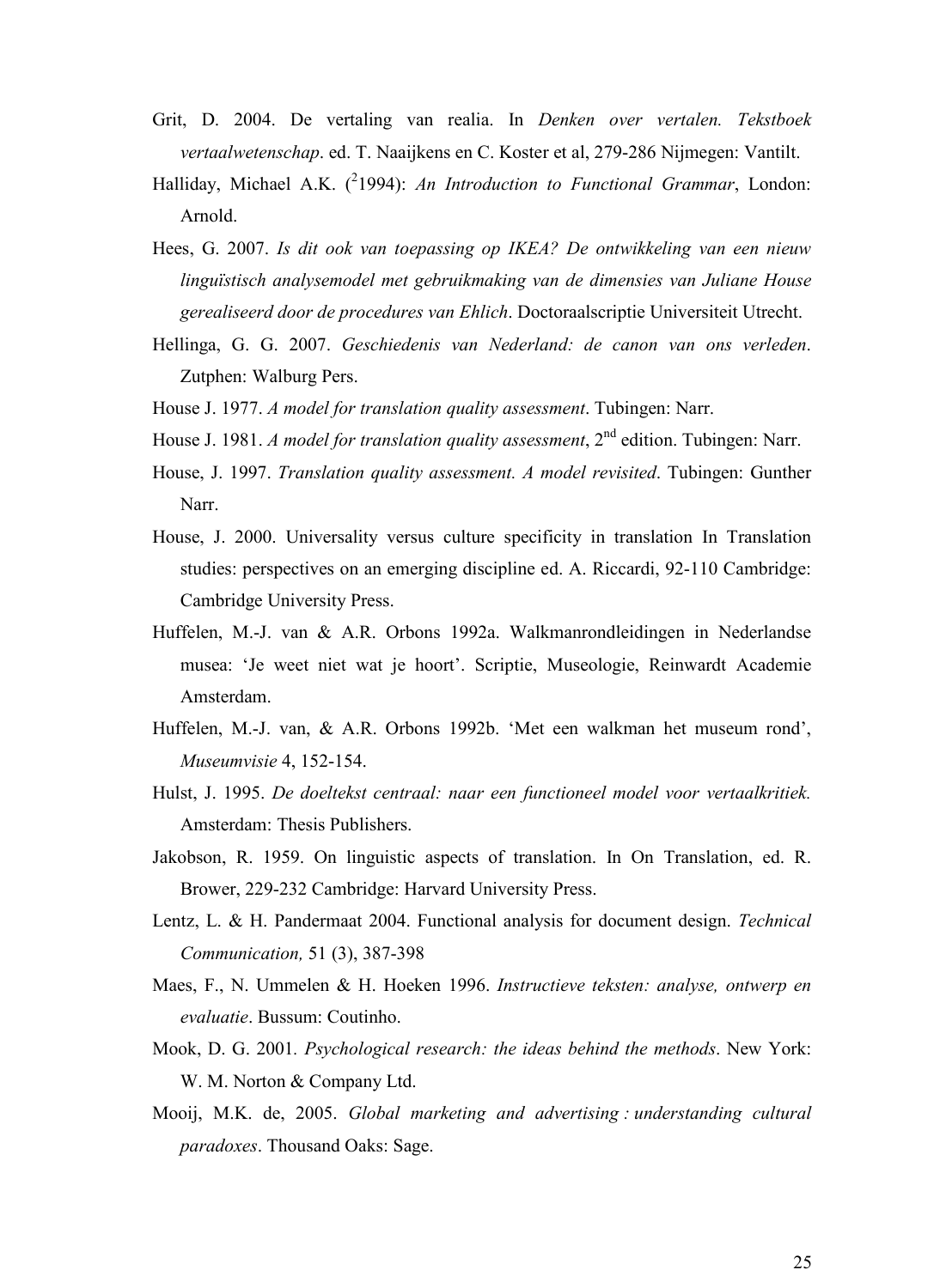Grit, D. 2004. De vertaling van realia. In *Denken over vertalen. Tekstboek vertaalwetenschap*. ed. T. Naaijkens en C. Koster et al, 279-286 Nijmegen: Vantilt.

Halliday, Michael A.K. ($^{2}$1994): *An Introduction to Functional Grammar*, London: Arnold.

Hees, G. 2007. *Is dit ook van toepassing op IKEA? De ontwikkeling van een nieuw linguïstisch analysemodel met gebruikmaking van de dimensies van Juliane House gerealiseerd door de procedures van Ehlich*. Doctoraalscriptie Universiteit Utrecht.

Hellinga, G. G. 2007. *Geschiedenis van Nederland: de canon van ons verleden*. Zutphen: Walburg Pers.

House J. 1977. *A model for translation quality assessment*. Tubingen: Narr.

House J. 1981. *A model for translation quality assessment*, 2nd edition. Tubingen: Narr.

House, J. 1997. *Translation quality assessment. A model revisited*. Tubingen: Gunther Narr.

House, J. 2000. Universality versus culture specificity in translation In Translation studies: perspectives on an emerging discipline ed. A. Riccardi, 92-110 Cambridge: Cambridge University Press.

Huffelen, M.-J. van & A.R. Orbons 1992a. Walkmanrondleidingen in Nederlandse musea: 'Je weet niet wat je hoort'. Scriptie, Museologie, Reinwardt Academie Amsterdam.

Huffelen, M.-J. van, & A.R. Orbons 1992b. 'Met een walkman het museum rond', *Museumvisie* 4, 152-154.

Hulst, J. 1995. *De doeltekst centraal: naar een functioneel model voor vertaalkritiek.* Amsterdam: Thesis Publishers.

Jakobson, R. 1959. On linguistic aspects of translation. In On Translation, ed. R. Brower, 229-232 Cambridge: Harvard University Press.

Lentz, L. & H. Pandermaat 2004. Functional analysis for document design. *Technical Communication,* 51 (3), 387-398

Maes, F., N. Ummelen & H. Hoeken 1996. *Instructieve teksten: analyse, ontwerp en evaluatie*. Bussum: Coutinho.

Mook, D. G. 2001. *Psychological research: the ideas behind the methods*. New York: W. M. Norton & Company Ltd.

Mooij, M.K. de, 2005. *Global marketing and advertising : understanding cultural paradoxes*. Thousand Oaks: Sage.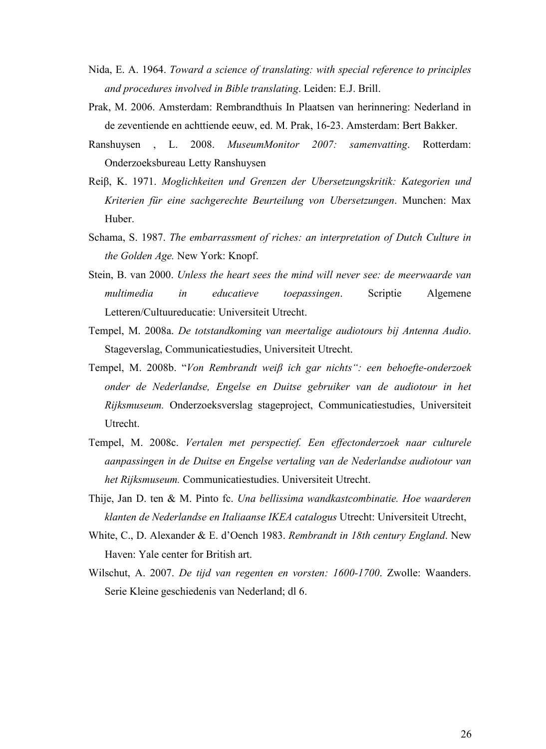Nida, E. A. 1964. *Toward a science of translating: with special reference to principles and procedures involved in Bible translating*. Leiden: E.J. Brill.

Prak, M. 2006. Amsterdam: Rembrandthuis In Plaatsen van herinnering: Nederland in de zeventiende en achttiende eeuw, ed. M. Prak, 16-23. Amsterdam: Bert Bakker.

Ranshuysen , L. 2008. *MuseumMonitor 2007: samenvatting*. Rotterdam: Onderzoeksbureau Letty Ranshuysen

Reiβ, K. 1971. *Moglichkeiten und Grenzen der Ubersetzungskritik: Kategorien und Kriterien für eine sachgerechte Beurteilung von Ubersetzungen*. Munchen: Max Huber.

Schama, S. 1987. *The embarrassment of riches: an interpretation of Dutch Culture in the Golden Age.* New York: Knopf.

Stein, B. van 2000. *Unless the heart sees the mind will never see: de meerwaarde van multimedia in educatieve toepassingen*. Scriptie Algemene Letteren/Cultuureducatie: Universiteit Utrecht.

Tempel, M. 2008a. *De totstandkoming van meertalige audiotours bij Antenna Audio*. Stageverslag, Communicatiestudies, Universiteit Utrecht.

Tempel, M. 2008b. "*Von Rembrandt weiβ ich gar nichts": een behoefte-onderzoek onder de Nederlandse, Engelse en Duitse gebruiker van de audiotour in het Rijksmuseum.* Onderzoeksverslag stageproject, Communicatiestudies, Universiteit Utrecht.

Tempel, M. 2008c. *Vertalen met perspectief. Een effectonderzoek naar culturele aanpassingen in de Duitse en Engelse vertaling van de Nederlandse audiotour van het Rijksmuseum.* Communicatiestudies. Universiteit Utrecht.

Thije, Jan D. ten & M. Pinto fc. *Una bellissima wandkastcombinatie. Hoe waarderen klanten de Nederlandse en Italiaanse IKEA catalogus* Utrecht: Universiteit Utrecht,

White, C., D. Alexander & E. d'Oench 1983. *Rembrandt in 18th century England*. New Haven: Yale center for British art.

Wilschut, A. 2007. *De tijd van regenten en vorsten: 1600-1700*. Zwolle: Waanders. Serie Kleine geschiedenis van Nederland; dl 6.